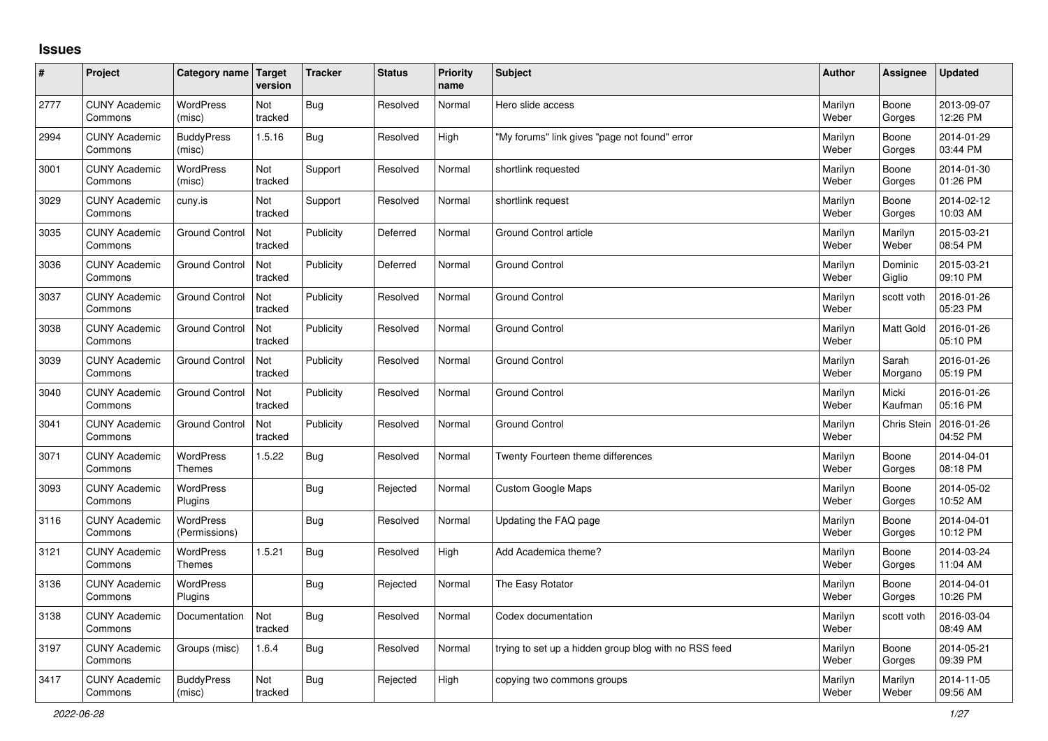## Issues

| # | Project | Category name | Target version | Tracker | Status | Priority name | Subject | Author | Assignee | Updated |
|---|---|---|---|---|---|---|---|---|---|---|
| 2777 | CUNY Academic Commons | WordPress (misc) | Not tracked | Bug | Resolved | Normal | Hero slide access | Marilyn Weber | Boone Gorges | 2013-09-07 12:26 PM |
| 2994 | CUNY Academic Commons | BuddyPress (misc) | 1.5.16 | Bug | Resolved | High | "My forums" link gives "page not found" error | Marilyn Weber | Boone Gorges | 2014-01-29 03:44 PM |
| 3001 | CUNY Academic Commons | WordPress (misc) | Not tracked | Support | Resolved | Normal | shortlink requested | Marilyn Weber | Boone Gorges | 2014-01-30 01:26 PM |
| 3029 | CUNY Academic Commons | cuny.is | Not tracked | Support | Resolved | Normal | shortlink request | Marilyn Weber | Boone Gorges | 2014-02-12 10:03 AM |
| 3035 | CUNY Academic Commons | Ground Control | Not tracked | Publicity | Deferred | Normal | Ground Control article | Marilyn Weber | Marilyn Weber | 2015-03-21 08:54 PM |
| 3036 | CUNY Academic Commons | Ground Control | Not tracked | Publicity | Deferred | Normal | Ground Control | Marilyn Weber | Dominic Giglio | 2015-03-21 09:10 PM |
| 3037 | CUNY Academic Commons | Ground Control | Not tracked | Publicity | Resolved | Normal | Ground Control | Marilyn Weber | scott voth | 2016-01-26 05:23 PM |
| 3038 | CUNY Academic Commons | Ground Control | Not tracked | Publicity | Resolved | Normal | Ground Control | Marilyn Weber | Matt Gold | 2016-01-26 05:10 PM |
| 3039 | CUNY Academic Commons | Ground Control | Not tracked | Publicity | Resolved | Normal | Ground Control | Marilyn Weber | Sarah Morgano | 2016-01-26 05:19 PM |
| 3040 | CUNY Academic Commons | Ground Control | Not tracked | Publicity | Resolved | Normal | Ground Control | Marilyn Weber | Micki Kaufman | 2016-01-26 05:16 PM |
| 3041 | CUNY Academic Commons | Ground Control | Not tracked | Publicity | Resolved | Normal | Ground Control | Marilyn Weber | Chris Stein | 2016-01-26 04:52 PM |
| 3071 | CUNY Academic Commons | WordPress Themes | 1.5.22 | Bug | Resolved | Normal | Twenty Fourteen theme differences | Marilyn Weber | Boone Gorges | 2014-04-01 08:18 PM |
| 3093 | CUNY Academic Commons | WordPress Plugins | | Bug | Rejected | Normal | Custom Google Maps | Marilyn Weber | Boone Gorges | 2014-05-02 10:52 AM |
| 3116 | CUNY Academic Commons | WordPress (Permissions) | | Bug | Resolved | Normal | Updating the FAQ page | Marilyn Weber | Boone Gorges | 2014-04-01 10:12 PM |
| 3121 | CUNY Academic Commons | WordPress Themes | 1.5.21 | Bug | Resolved | High | Add Academica theme? | Marilyn Weber | Boone Gorges | 2014-03-24 11:04 AM |
| 3136 | CUNY Academic Commons | WordPress Plugins | | Bug | Rejected | Normal | The Easy Rotator | Marilyn Weber | Boone Gorges | 2014-04-01 10:26 PM |
| 3138 | CUNY Academic Commons | Documentation | Not tracked | Bug | Resolved | Normal | Codex documentation | Marilyn Weber | scott voth | 2016-03-04 08:49 AM |
| 3197 | CUNY Academic Commons | Groups (misc) | 1.6.4 | Bug | Resolved | Normal | trying to set up a hidden group blog with no RSS feed | Marilyn Weber | Boone Gorges | 2014-05-21 09:39 PM |
| 3417 | CUNY Academic Commons | BuddyPress (misc) | Not tracked | Bug | Rejected | High | copying two commons groups | Marilyn Weber | Marilyn Weber | 2014-11-05 09:56 AM |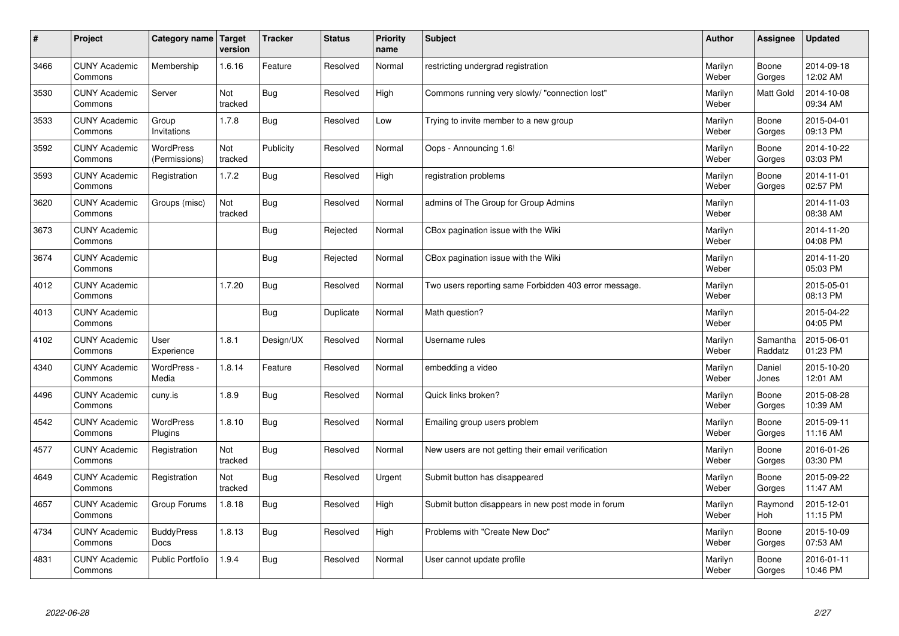| # | Project | Category name | Target version | Tracker | Status | Priority name | Subject | Author | Assignee | Updated |
|---|---|---|---|---|---|---|---|---|---|---|
| 3466 | CUNY Academic Commons | Membership | 1.6.16 | Feature | Resolved | Normal | restricting undergrad registration | Marilyn Weber | Boone Gorges | 2014-09-18 12:02 AM |
| 3530 | CUNY Academic Commons | Server | Not tracked | Bug | Resolved | High | Commons running very slowly/ "connection lost" | Marilyn Weber | Matt Gold | 2014-10-08 09:34 AM |
| 3533 | CUNY Academic Commons | Group Invitations | 1.7.8 | Bug | Resolved | Low | Trying to invite member to a new group | Marilyn Weber | Boone Gorges | 2015-04-01 09:13 PM |
| 3592 | CUNY Academic Commons | WordPress (Permissions) | Not tracked | Publicity | Resolved | Normal | Oops - Announcing 1.6! | Marilyn Weber | Boone Gorges | 2014-10-22 03:03 PM |
| 3593 | CUNY Academic Commons | Registration | 1.7.2 | Bug | Resolved | High | registration problems | Marilyn Weber | Boone Gorges | 2014-11-01 02:57 PM |
| 3620 | CUNY Academic Commons | Groups (misc) | Not tracked | Bug | Resolved | Normal | admins of The Group for Group Admins | Marilyn Weber | | 2014-11-03 08:38 AM |
| 3673 | CUNY Academic Commons | | | Bug | Rejected | Normal | CBox pagination issue with the Wiki | Marilyn Weber | | 2014-11-20 04:08 PM |
| 3674 | CUNY Academic Commons | | | Bug | Rejected | Normal | CBox pagination issue with the Wiki | Marilyn Weber | | 2014-11-20 05:03 PM |
| 4012 | CUNY Academic Commons | | 1.7.20 | Bug | Resolved | Normal | Two users reporting same Forbidden 403 error message. | Marilyn Weber | | 2015-05-01 08:13 PM |
| 4013 | CUNY Academic Commons | | | Bug | Duplicate | Normal | Math question? | Marilyn Weber | | 2015-04-22 04:05 PM |
| 4102 | CUNY Academic Commons | User Experience | 1.8.1 | Design/UX | Resolved | Normal | Username rules | Marilyn Weber | Samantha Raddatz | 2015-06-01 01:23 PM |
| 4340 | CUNY Academic Commons | WordPress - Media | 1.8.14 | Feature | Resolved | Normal | embedding a video | Marilyn Weber | Daniel Jones | 2015-10-20 12:01 AM |
| 4496 | CUNY Academic Commons | cuny.is | 1.8.9 | Bug | Resolved | Normal | Quick links broken? | Marilyn Weber | Boone Gorges | 2015-08-28 10:39 AM |
| 4542 | CUNY Academic Commons | WordPress Plugins | 1.8.10 | Bug | Resolved | Normal | Emailing group users problem | Marilyn Weber | Boone Gorges | 2015-09-11 11:16 AM |
| 4577 | CUNY Academic Commons | Registration | Not tracked | Bug | Resolved | Normal | New users are not getting their email verification | Marilyn Weber | Boone Gorges | 2016-01-26 03:30 PM |
| 4649 | CUNY Academic Commons | Registration | Not tracked | Bug | Resolved | Urgent | Submit button has disappeared | Marilyn Weber | Boone Gorges | 2015-09-22 11:47 AM |
| 4657 | CUNY Academic Commons | Group Forums | 1.8.18 | Bug | Resolved | High | Submit button disappears in new post mode in forum | Marilyn Weber | Raymond Hoh | 2015-12-01 11:15 PM |
| 4734 | CUNY Academic Commons | BuddyPress Docs | 1.8.13 | Bug | Resolved | High | Problems with "Create New Doc" | Marilyn Weber | Boone Gorges | 2015-10-09 07:53 AM |
| 4831 | CUNY Academic Commons | Public Portfolio | 1.9.4 | Bug | Resolved | Normal | User cannot update profile | Marilyn Weber | Boone Gorges | 2016-01-11 10:46 PM |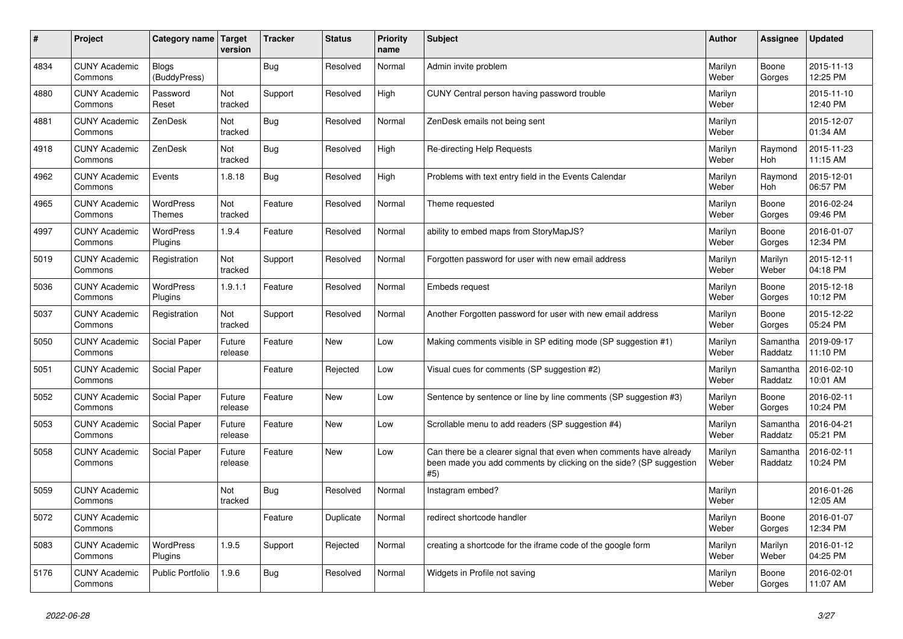| # | Project | Category name | Target version | Tracker | Status | Priority name | Subject | Author | Assignee | Updated |
|---|---|---|---|---|---|---|---|---|---|---|
| 4834 | CUNY Academic Commons | Blogs (BuddyPress) | | Bug | Resolved | Normal | Admin invite problem | Marilyn Weber | Boone Gorges | 2015-11-13 12:25 PM |
| 4880 | CUNY Academic Commons | Password Reset | Not tracked | Support | Resolved | High | CUNY Central person having password trouble | Marilyn Weber | | 2015-11-10 12:40 PM |
| 4881 | CUNY Academic Commons | ZenDesk | Not tracked | Bug | Resolved | Normal | ZenDesk emails not being sent | Marilyn Weber | | 2015-12-07 01:34 AM |
| 4918 | CUNY Academic Commons | ZenDesk | Not tracked | Bug | Resolved | High | Re-directing Help Requests | Marilyn Weber | Raymond Hoh | 2015-11-23 11:15 AM |
| 4962 | CUNY Academic Commons | Events | 1.8.18 | Bug | Resolved | High | Problems with text entry field in the Events Calendar | Marilyn Weber | Raymond Hoh | 2015-12-01 06:57 PM |
| 4965 | CUNY Academic Commons | WordPress Themes | Not tracked | Feature | Resolved | Normal | Theme requested | Marilyn Weber | Boone Gorges | 2016-02-24 09:46 PM |
| 4997 | CUNY Academic Commons | WordPress Plugins | 1.9.4 | Feature | Resolved | Normal | ability to embed maps from StoryMapJS? | Marilyn Weber | Boone Gorges | 2016-01-07 12:34 PM |
| 5019 | CUNY Academic Commons | Registration | Not tracked | Support | Resolved | Normal | Forgotten password for user with new email address | Marilyn Weber | Marilyn Weber | 2015-12-11 04:18 PM |
| 5036 | CUNY Academic Commons | WordPress Plugins | 1.9.1.1 | Feature | Resolved | Normal | Embeds request | Marilyn Weber | Boone Gorges | 2015-12-18 10:12 PM |
| 5037 | CUNY Academic Commons | Registration | Not tracked | Support | Resolved | Normal | Another Forgotten password for user with new email address | Marilyn Weber | Boone Gorges | 2015-12-22 05:24 PM |
| 5050 | CUNY Academic Commons | Social Paper | Future release | Feature | New | Low | Making comments visible in SP editing mode (SP suggestion #1) | Marilyn Weber | Samantha Raddatz | 2019-09-17 11:10 PM |
| 5051 | CUNY Academic Commons | Social Paper | | Feature | Rejected | Low | Visual cues for comments (SP suggestion #2) | Marilyn Weber | Samantha Raddatz | 2016-02-10 10:01 AM |
| 5052 | CUNY Academic Commons | Social Paper | Future release | Feature | New | Low | Sentence by sentence or line by line comments (SP suggestion #3) | Marilyn Weber | Boone Gorges | 2016-02-11 10:24 PM |
| 5053 | CUNY Academic Commons | Social Paper | Future release | Feature | New | Low | Scrollable menu to add readers (SP suggestion #4) | Marilyn Weber | Samantha Raddatz | 2016-04-21 05:21 PM |
| 5058 | CUNY Academic Commons | Social Paper | Future release | Feature | New | Low | Can there be a clearer signal that even when comments have already been made you add comments by clicking on the side? (SP suggestion #5) | Marilyn Weber | Samantha Raddatz | 2016-02-11 10:24 PM |
| 5059 | CUNY Academic Commons | | Not tracked | Bug | Resolved | Normal | Instagram embed? | Marilyn Weber | | 2016-01-26 12:05 AM |
| 5072 | CUNY Academic Commons | | | Feature | Duplicate | Normal | redirect shortcode handler | Marilyn Weber | Boone Gorges | 2016-01-07 12:34 PM |
| 5083 | CUNY Academic Commons | WordPress Plugins | 1.9.5 | Support | Rejected | Normal | creating a shortcode for the iframe code of the google form | Marilyn Weber | Marilyn Weber | 2016-01-12 04:25 PM |
| 5176 | CUNY Academic Commons | Public Portfolio | 1.9.6 | Bug | Resolved | Normal | Widgets in Profile not saving | Marilyn Weber | Boone Gorges | 2016-02-01 11:07 AM |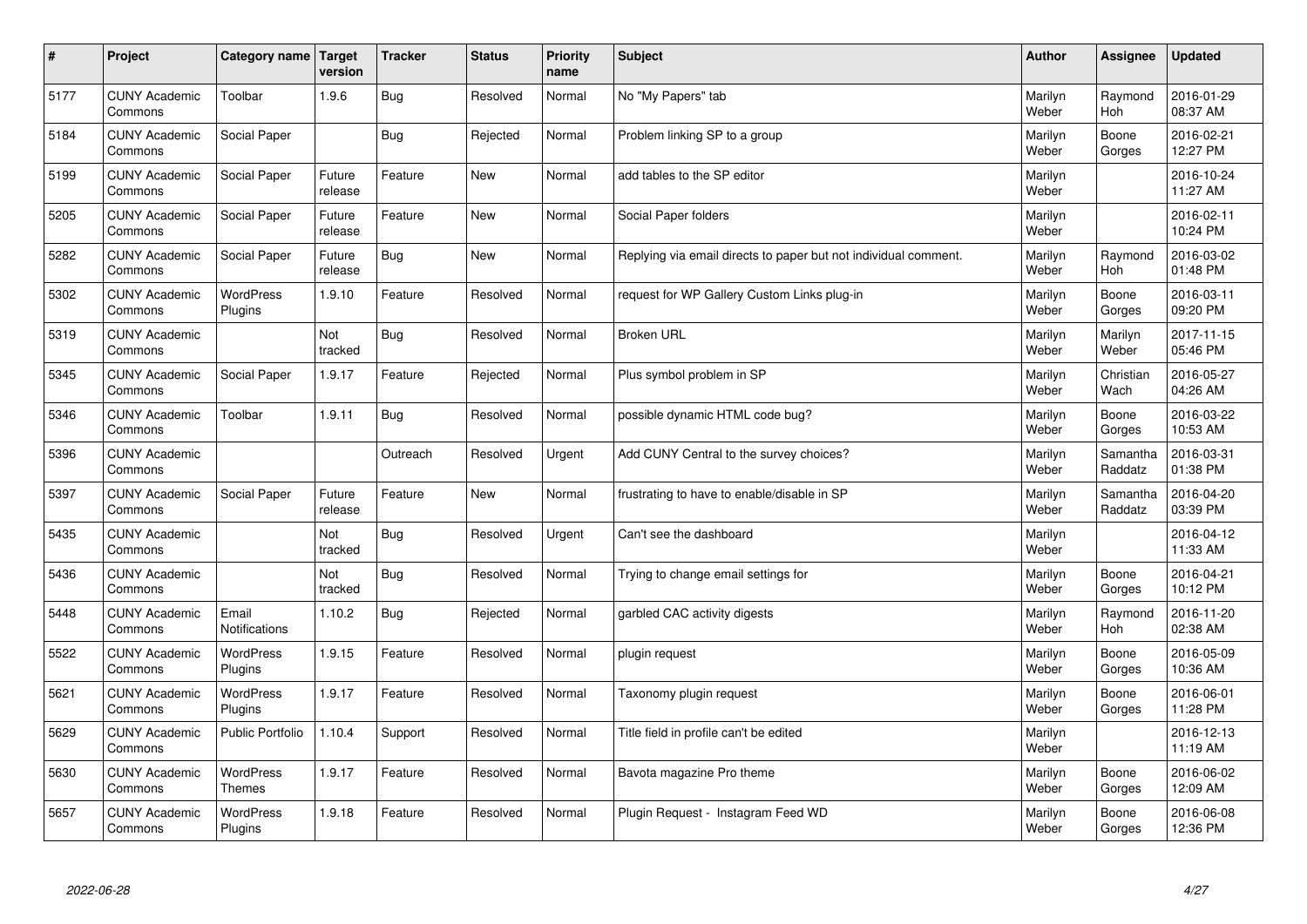| # | Project | Category name | Target version | Tracker | Status | Priority name | Subject | Author | Assignee | Updated |
|---|---|---|---|---|---|---|---|---|---|---|
| 5177 | CUNY Academic Commons | Toolbar | 1.9.6 | Bug | Resolved | Normal | No "My Papers" tab | Marilyn Weber | Raymond Hoh | 2016-01-29 08:37 AM |
| 5184 | CUNY Academic Commons | Social Paper | | Bug | Rejected | Normal | Problem linking SP to a group | Marilyn Weber | Boone Gorges | 2016-02-21 12:27 PM |
| 5199 | CUNY Academic Commons | Social Paper | Future release | Feature | New | Normal | add tables to the SP editor | Marilyn Weber | | 2016-10-24 11:27 AM |
| 5205 | CUNY Academic Commons | Social Paper | Future release | Feature | New | Normal | Social Paper folders | Marilyn Weber | | 2016-02-11 10:24 PM |
| 5282 | CUNY Academic Commons | Social Paper | Future release | Bug | New | Normal | Replying via email directs to paper but not individual comment. | Marilyn Weber | Raymond Hoh | 2016-03-02 01:48 PM |
| 5302 | CUNY Academic Commons | WordPress Plugins | 1.9.10 | Feature | Resolved | Normal | request for WP Gallery Custom Links plug-in | Marilyn Weber | Boone Gorges | 2016-03-11 09:20 PM |
| 5319 | CUNY Academic Commons | | Not tracked | Bug | Resolved | Normal | Broken URL | Marilyn Weber | Marilyn Weber | 2017-11-15 05:46 PM |
| 5345 | CUNY Academic Commons | Social Paper | 1.9.17 | Feature | Rejected | Normal | Plus symbol problem in SP | Marilyn Weber | Christian Wach | 2016-05-27 04:26 AM |
| 5346 | CUNY Academic Commons | Toolbar | 1.9.11 | Bug | Resolved | Normal | possible dynamic HTML code bug? | Marilyn Weber | Boone Gorges | 2016-03-22 10:53 AM |
| 5396 | CUNY Academic Commons | | | Outreach | Resolved | Urgent | Add CUNY Central to the survey choices? | Marilyn Weber | Samantha Raddatz | 2016-03-31 01:38 PM |
| 5397 | CUNY Academic Commons | Social Paper | Future release | Feature | New | Normal | frustrating to have to enable/disable in SP | Marilyn Weber | Samantha Raddatz | 2016-04-20 03:39 PM |
| 5435 | CUNY Academic Commons | | Not tracked | Bug | Resolved | Urgent | Can't see the dashboard | Marilyn Weber | | 2016-04-12 11:33 AM |
| 5436 | CUNY Academic Commons | | Not tracked | Bug | Resolved | Normal | Trying to change email settings for | Marilyn Weber | Boone Gorges | 2016-04-21 10:12 PM |
| 5448 | CUNY Academic Commons | Email Notifications | 1.10.2 | Bug | Rejected | Normal | garbled CAC activity digests | Marilyn Weber | Raymond Hoh | 2016-11-20 02:38 AM |
| 5522 | CUNY Academic Commons | WordPress Plugins | 1.9.15 | Feature | Resolved | Normal | plugin request | Marilyn Weber | Boone Gorges | 2016-05-09 10:36 AM |
| 5621 | CUNY Academic Commons | WordPress Plugins | 1.9.17 | Feature | Resolved | Normal | Taxonomy plugin request | Marilyn Weber | Boone Gorges | 2016-06-01 11:28 PM |
| 5629 | CUNY Academic Commons | Public Portfolio | 1.10.4 | Support | Resolved | Normal | Title field in profile can't be edited | Marilyn Weber | | 2016-12-13 11:19 AM |
| 5630 | CUNY Academic Commons | WordPress Themes | 1.9.17 | Feature | Resolved | Normal | Bavota magazine Pro theme | Marilyn Weber | Boone Gorges | 2016-06-02 12:09 AM |
| 5657 | CUNY Academic Commons | WordPress Plugins | 1.9.18 | Feature | Resolved | Normal | Plugin Request - Instagram Feed WD | Marilyn Weber | Boone Gorges | 2016-06-08 12:36 PM |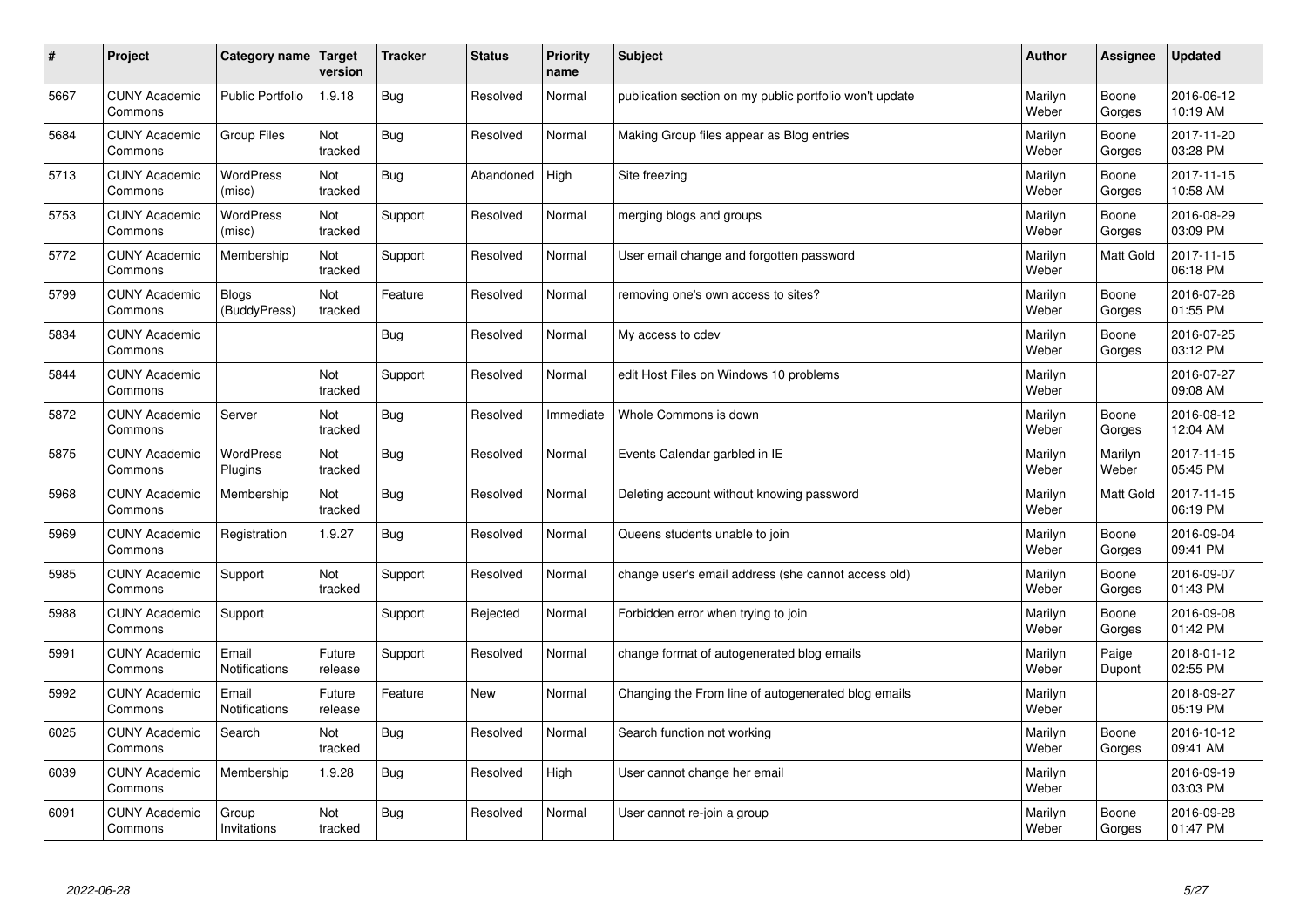| # | Project | Category name | Target version | Tracker | Status | Priority name | Subject | Author | Assignee | Updated |
|---|---|---|---|---|---|---|---|---|---|---|
| 5667 | CUNY Academic Commons | Public Portfolio | 1.9.18 | Bug | Resolved | Normal | publication section on my public portfolio won't update | Marilyn Weber | Boone Gorges | 2016-06-12 10:19 AM |
| 5684 | CUNY Academic Commons | Group Files | Not tracked | Bug | Resolved | Normal | Making Group files appear as Blog entries | Marilyn Weber | Boone Gorges | 2017-11-20 03:28 PM |
| 5713 | CUNY Academic Commons | WordPress (misc) | Not tracked | Bug | Abandoned | High | Site freezing | Marilyn Weber | Boone Gorges | 2017-11-15 10:58 AM |
| 5753 | CUNY Academic Commons | WordPress (misc) | Not tracked | Support | Resolved | Normal | merging blogs and groups | Marilyn Weber | Boone Gorges | 2016-08-29 03:09 PM |
| 5772 | CUNY Academic Commons | Membership | Not tracked | Support | Resolved | Normal | User email change and forgotten password | Marilyn Weber | Matt Gold | 2017-11-15 06:18 PM |
| 5799 | CUNY Academic Commons | Blogs (BuddyPress) | Not tracked | Feature | Resolved | Normal | removing one's own access to sites? | Marilyn Weber | Boone Gorges | 2016-07-26 01:55 PM |
| 5834 | CUNY Academic Commons | | | Bug | Resolved | Normal | My access to cdev | Marilyn Weber | Boone Gorges | 2016-07-25 03:12 PM |
| 5844 | CUNY Academic Commons | | Not tracked | Support | Resolved | Normal | edit Host Files on Windows 10 problems | Marilyn Weber | | 2016-07-27 09:08 AM |
| 5872 | CUNY Academic Commons | Server | Not tracked | Bug | Resolved | Immediate | Whole Commons is down | Marilyn Weber | Boone Gorges | 2016-08-12 12:04 AM |
| 5875 | CUNY Academic Commons | WordPress Plugins | Not tracked | Bug | Resolved | Normal | Events Calendar garbled in IE | Marilyn Weber | Marilyn Weber | 2017-11-15 05:45 PM |
| 5968 | CUNY Academic Commons | Membership | Not tracked | Bug | Resolved | Normal | Deleting account without knowing password | Marilyn Weber | Matt Gold | 2017-11-15 06:19 PM |
| 5969 | CUNY Academic Commons | Registration | 1.9.27 | Bug | Resolved | Normal | Queens students unable to join | Marilyn Weber | Boone Gorges | 2016-09-04 09:41 PM |
| 5985 | CUNY Academic Commons | Support | Not tracked | Support | Resolved | Normal | change user's email address (she cannot access old) | Marilyn Weber | Boone Gorges | 2016-09-07 01:43 PM |
| 5988 | CUNY Academic Commons | Support | | Support | Rejected | Normal | Forbidden error when trying to join | Marilyn Weber | Boone Gorges | 2016-09-08 01:42 PM |
| 5991 | CUNY Academic Commons | Email Notifications | Future release | Support | Resolved | Normal | change format of autogenerated blog emails | Marilyn Weber | Paige Dupont | 2018-01-12 02:55 PM |
| 5992 | CUNY Academic Commons | Email Notifications | Future release | Feature | New | Normal | Changing the From line of autogenerated blog emails | Marilyn Weber | | 2018-09-27 05:19 PM |
| 6025 | CUNY Academic Commons | Search | Not tracked | Bug | Resolved | Normal | Search function not working | Marilyn Weber | Boone Gorges | 2016-10-12 09:41 AM |
| 6039 | CUNY Academic Commons | Membership | 1.9.28 | Bug | Resolved | High | User cannot change her email | Marilyn Weber | | 2016-09-19 03:03 PM |
| 6091 | CUNY Academic Commons | Group Invitations | Not tracked | Bug | Resolved | Normal | User cannot re-join a group | Marilyn Weber | Boone Gorges | 2016-09-28 01:47 PM |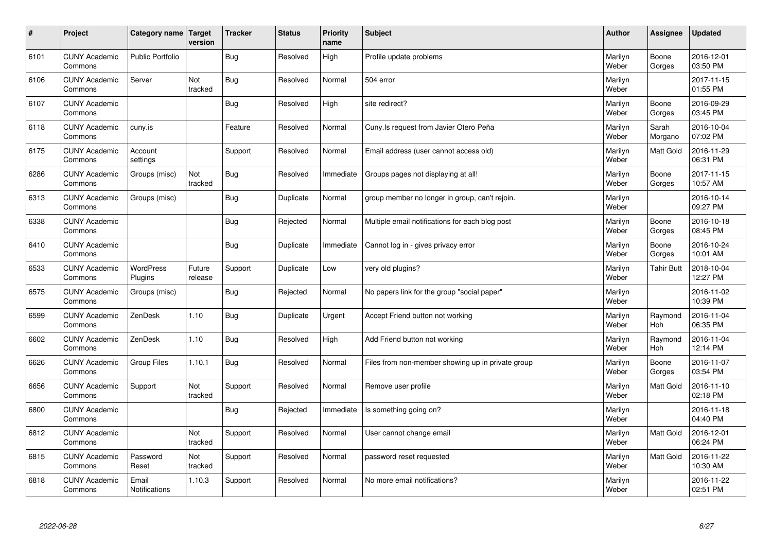| # | Project | Category name | Target version | Tracker | Status | Priority name | Subject | Author | Assignee | Updated |
|---|---|---|---|---|---|---|---|---|---|---|
| 6101 | CUNY Academic Commons | Public Portfolio | | Bug | Resolved | High | Profile update problems | Marilyn Weber | Boone Gorges | 2016-12-01 03:50 PM |
| 6106 | CUNY Academic Commons | Server | Not tracked | Bug | Resolved | Normal | 504 error | Marilyn Weber | | 2017-11-15 01:55 PM |
| 6107 | CUNY Academic Commons | | | Bug | Resolved | High | site redirect? | Marilyn Weber | Boone Gorges | 2016-09-29 03:45 PM |
| 6118 | CUNY Academic Commons | cuny.is | | Feature | Resolved | Normal | Cuny.Is request from Javier Otero Peña | Marilyn Weber | Sarah Morgano | 2016-10-04 07:02 PM |
| 6175 | CUNY Academic Commons | Account settings | | Support | Resolved | Normal | Email address (user cannot access old) | Marilyn Weber | Matt Gold | 2016-11-29 06:31 PM |
| 6286 | CUNY Academic Commons | Groups (misc) | Not tracked | Bug | Resolved | Immediate | Groups pages not displaying at all! | Marilyn Weber | Boone Gorges | 2017-11-15 10:57 AM |
| 6313 | CUNY Academic Commons | Groups (misc) | | Bug | Duplicate | Normal | group member no longer in group, can't rejoin. | Marilyn Weber | | 2016-10-14 09:27 PM |
| 6338 | CUNY Academic Commons | | | Bug | Rejected | Normal | Multiple email notifications for each blog post | Marilyn Weber | Boone Gorges | 2016-10-18 08:45 PM |
| 6410 | CUNY Academic Commons | | | Bug | Duplicate | Immediate | Cannot log in - gives privacy error | Marilyn Weber | Boone Gorges | 2016-10-24 10:01 AM |
| 6533 | CUNY Academic Commons | WordPress Plugins | Future release | Support | Duplicate | Low | very old plugins? | Marilyn Weber | Tahir Butt | 2018-10-04 12:27 PM |
| 6575 | CUNY Academic Commons | Groups (misc) | | Bug | Rejected | Normal | No papers link for the group "social paper" | Marilyn Weber | | 2016-11-02 10:39 PM |
| 6599 | CUNY Academic Commons | ZenDesk | 1.10 | Bug | Duplicate | Urgent | Accept Friend button not working | Marilyn Weber | Raymond Hoh | 2016-11-04 06:35 PM |
| 6602 | CUNY Academic Commons | ZenDesk | 1.10 | Bug | Resolved | High | Add Friend button not working | Marilyn Weber | Raymond Hoh | 2016-11-04 12:14 PM |
| 6626 | CUNY Academic Commons | Group Files | 1.10.1 | Bug | Resolved | Normal | Files from non-member showing up in private group | Marilyn Weber | Boone Gorges | 2016-11-07 03:54 PM |
| 6656 | CUNY Academic Commons | Support | Not tracked | Support | Resolved | Normal | Remove user profile | Marilyn Weber | Matt Gold | 2016-11-10 02:18 PM |
| 6800 | CUNY Academic Commons | | | Bug | Rejected | Immediate | Is something going on? | Marilyn Weber | | 2016-11-18 04:40 PM |
| 6812 | CUNY Academic Commons | | Not tracked | Support | Resolved | Normal | User cannot change email | Marilyn Weber | Matt Gold | 2016-12-01 06:24 PM |
| 6815 | CUNY Academic Commons | Password Reset | Not tracked | Support | Resolved | Normal | password reset requested | Marilyn Weber | Matt Gold | 2016-11-22 10:30 AM |
| 6818 | CUNY Academic Commons | Email Notifications | 1.10.3 | Support | Resolved | Normal | No more email notifications? | Marilyn Weber | | 2016-11-22 02:51 PM |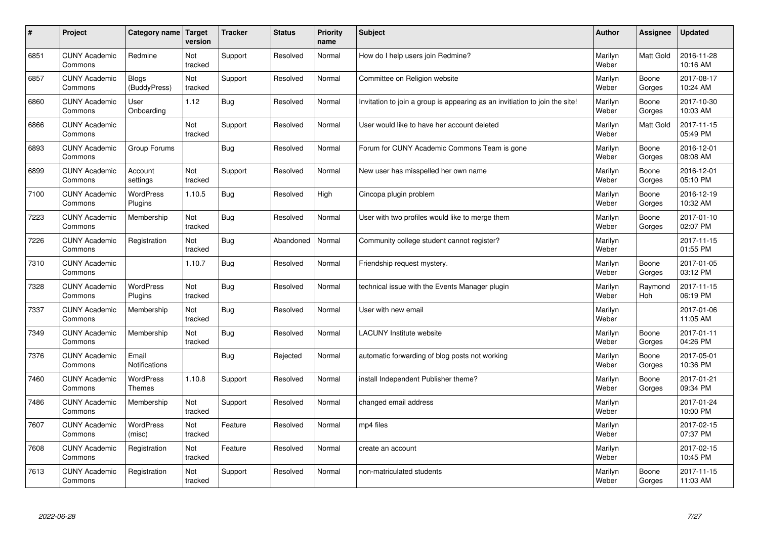| # | Project | Category name | Target version | Tracker | Status | Priority name | Subject | Author | Assignee | Updated |
|---|---|---|---|---|---|---|---|---|---|---|
| 6851 | CUNY Academic Commons | Redmine | Not tracked | Support | Resolved | Normal | How do I help users join Redmine? | Marilyn Weber | Matt Gold | 2016-11-28 10:16 AM |
| 6857 | CUNY Academic Commons | Blogs (BuddyPress) | Not tracked | Support | Resolved | Normal | Committee on Religion website | Marilyn Weber | Boone Gorges | 2017-08-17 10:24 AM |
| 6860 | CUNY Academic Commons | User Onboarding | 1.12 | Bug | Resolved | Normal | Invitation to join a group is appearing as an invitiation to join the site! | Marilyn Weber | Boone Gorges | 2017-10-30 10:03 AM |
| 6866 | CUNY Academic Commons | | Not tracked | Support | Resolved | Normal | User would like to have her account deleted | Marilyn Weber | Matt Gold | 2017-11-15 05:49 PM |
| 6893 | CUNY Academic Commons | Group Forums | | Bug | Resolved | Normal | Forum for CUNY Academic Commons Team is gone | Marilyn Weber | Boone Gorges | 2016-12-01 08:08 AM |
| 6899 | CUNY Academic Commons | Account settings | Not tracked | Support | Resolved | Normal | New user has misspelled her own name | Marilyn Weber | Boone Gorges | 2016-12-01 05:10 PM |
| 7100 | CUNY Academic Commons | WordPress Plugins | 1.10.5 | Bug | Resolved | High | Cincopa plugin problem | Marilyn Weber | Boone Gorges | 2016-12-19 10:32 AM |
| 7223 | CUNY Academic Commons | Membership | Not tracked | Bug | Resolved | Normal | User with two profiles would like to merge them | Marilyn Weber | Boone Gorges | 2017-01-10 02:07 PM |
| 7226 | CUNY Academic Commons | Registration | Not tracked | Bug | Abandoned | Normal | Community college student cannot register? | Marilyn Weber | | 2017-11-15 01:55 PM |
| 7310 | CUNY Academic Commons | | 1.10.7 | Bug | Resolved | Normal | Friendship request mystery. | Marilyn Weber | Boone Gorges | 2017-01-05 03:12 PM |
| 7328 | CUNY Academic Commons | WordPress Plugins | Not tracked | Bug | Resolved | Normal | technical issue with the Events Manager plugin | Marilyn Weber | Raymond Hoh | 2017-11-15 06:19 PM |
| 7337 | CUNY Academic Commons | Membership | Not tracked | Bug | Resolved | Normal | User with new email | Marilyn Weber | | 2017-01-06 11:05 AM |
| 7349 | CUNY Academic Commons | Membership | Not tracked | Bug | Resolved | Normal | LACUNY Institute website | Marilyn Weber | Boone Gorges | 2017-01-11 04:26 PM |
| 7376 | CUNY Academic Commons | Email Notifications | | Bug | Rejected | Normal | automatic forwarding of blog posts not working | Marilyn Weber | Boone Gorges | 2017-05-01 10:36 PM |
| 7460 | CUNY Academic Commons | WordPress Themes | 1.10.8 | Support | Resolved | Normal | install Independent Publisher theme? | Marilyn Weber | Boone Gorges | 2017-01-21 09:34 PM |
| 7486 | CUNY Academic Commons | Membership | Not tracked | Support | Resolved | Normal | changed email address | Marilyn Weber | | 2017-01-24 10:00 PM |
| 7607 | CUNY Academic Commons | WordPress (misc) | Not tracked | Feature | Resolved | Normal | mp4 files | Marilyn Weber | | 2017-02-15 07:37 PM |
| 7608 | CUNY Academic Commons | Registration | Not tracked | Feature | Resolved | Normal | create an account | Marilyn Weber | | 2017-02-15 10:45 PM |
| 7613 | CUNY Academic Commons | Registration | Not tracked | Support | Resolved | Normal | non-matriculated students | Marilyn Weber | Boone Gorges | 2017-11-15 11:03 AM |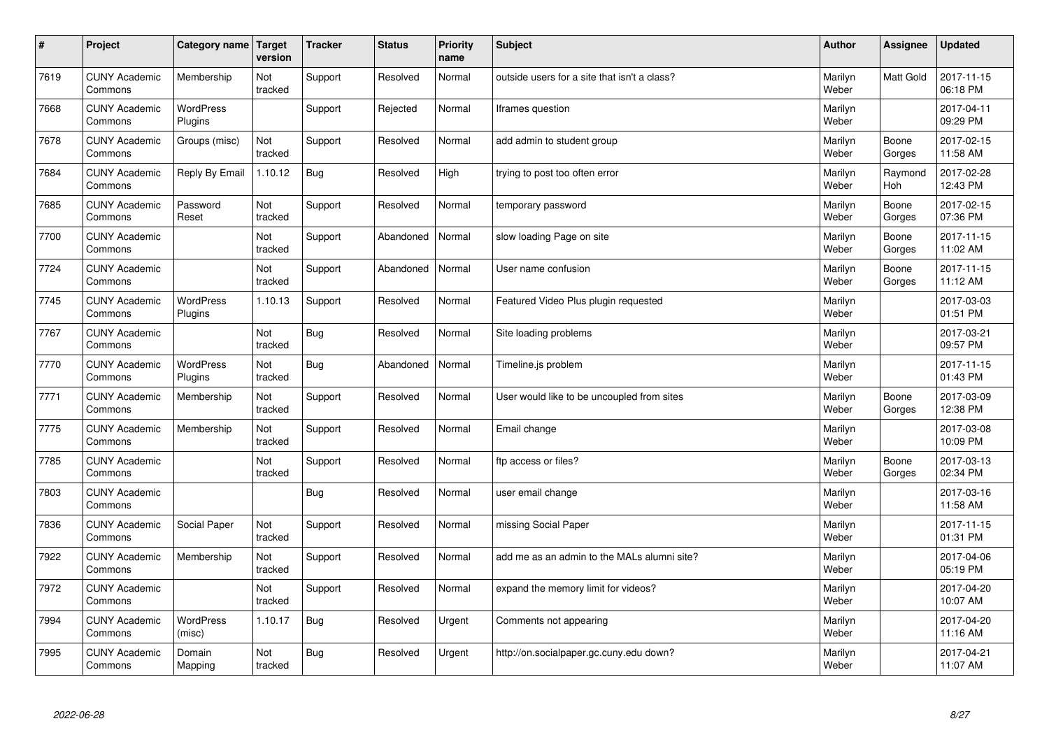| # | Project | Category name | Target version | Tracker | Status | Priority name | Subject | Author | Assignee | Updated |
|---|---|---|---|---|---|---|---|---|---|---|
| 7619 | CUNY Academic Commons | Membership | Not tracked | Support | Resolved | Normal | outside users for a site that isn't a class? | Marilyn Weber | Matt Gold | 2017-11-15 06:18 PM |
| 7668 | CUNY Academic Commons | WordPress Plugins | | Support | Rejected | Normal | Iframes question | Marilyn Weber | | 2017-04-11 09:29 PM |
| 7678 | CUNY Academic Commons | Groups (misc) | Not tracked | Support | Resolved | Normal | add admin to student group | Marilyn Weber | Boone Gorges | 2017-02-15 11:58 AM |
| 7684 | CUNY Academic Commons | Reply By Email | 1.10.12 | Bug | Resolved | High | trying to post too often error | Marilyn Weber | Raymond Hoh | 2017-02-28 12:43 PM |
| 7685 | CUNY Academic Commons | Password Reset | Not tracked | Support | Resolved | Normal | temporary password | Marilyn Weber | Boone Gorges | 2017-02-15 07:36 PM |
| 7700 | CUNY Academic Commons | | Not tracked | Support | Abandoned | Normal | slow loading Page on site | Marilyn Weber | Boone Gorges | 2017-11-15 11:02 AM |
| 7724 | CUNY Academic Commons | | Not tracked | Support | Abandoned | Normal | User name confusion | Marilyn Weber | Boone Gorges | 2017-11-15 11:12 AM |
| 7745 | CUNY Academic Commons | WordPress Plugins | 1.10.13 | Support | Resolved | Normal | Featured Video Plus plugin requested | Marilyn Weber | | 2017-03-03 01:51 PM |
| 7767 | CUNY Academic Commons | | Not tracked | Bug | Resolved | Normal | Site loading problems | Marilyn Weber | | 2017-03-21 09:57 PM |
| 7770 | CUNY Academic Commons | WordPress Plugins | Not tracked | Bug | Abandoned | Normal | Timeline.js problem | Marilyn Weber | | 2017-11-15 01:43 PM |
| 7771 | CUNY Academic Commons | Membership | Not tracked | Support | Resolved | Normal | User would like to be uncoupled from sites | Marilyn Weber | Boone Gorges | 2017-03-09 12:38 PM |
| 7775 | CUNY Academic Commons | Membership | Not tracked | Support | Resolved | Normal | Email change | Marilyn Weber | | 2017-03-08 10:09 PM |
| 7785 | CUNY Academic Commons | | Not tracked | Support | Resolved | Normal | ftp access or files? | Marilyn Weber | Boone Gorges | 2017-03-13 02:34 PM |
| 7803 | CUNY Academic Commons | | | Bug | Resolved | Normal | user email change | Marilyn Weber | | 2017-03-16 11:58 AM |
| 7836 | CUNY Academic Commons | Social Paper | Not tracked | Support | Resolved | Normal | missing Social Paper | Marilyn Weber | | 2017-11-15 01:31 PM |
| 7922 | CUNY Academic Commons | Membership | Not tracked | Support | Resolved | Normal | add me as an admin to the MALs alumni site? | Marilyn Weber | | 2017-04-06 05:19 PM |
| 7972 | CUNY Academic Commons | | Not tracked | Support | Resolved | Normal | expand the memory limit for videos? | Marilyn Weber | | 2017-04-20 10:07 AM |
| 7994 | CUNY Academic Commons | WordPress (misc) | 1.10.17 | Bug | Resolved | Urgent | Comments not appearing | Marilyn Weber | | 2017-04-20 11:16 AM |
| 7995 | CUNY Academic Commons | Domain Mapping | Not tracked | Bug | Resolved | Urgent | http://on.socialpaper.gc.cuny.edu down? | Marilyn Weber | | 2017-04-21 11:07 AM |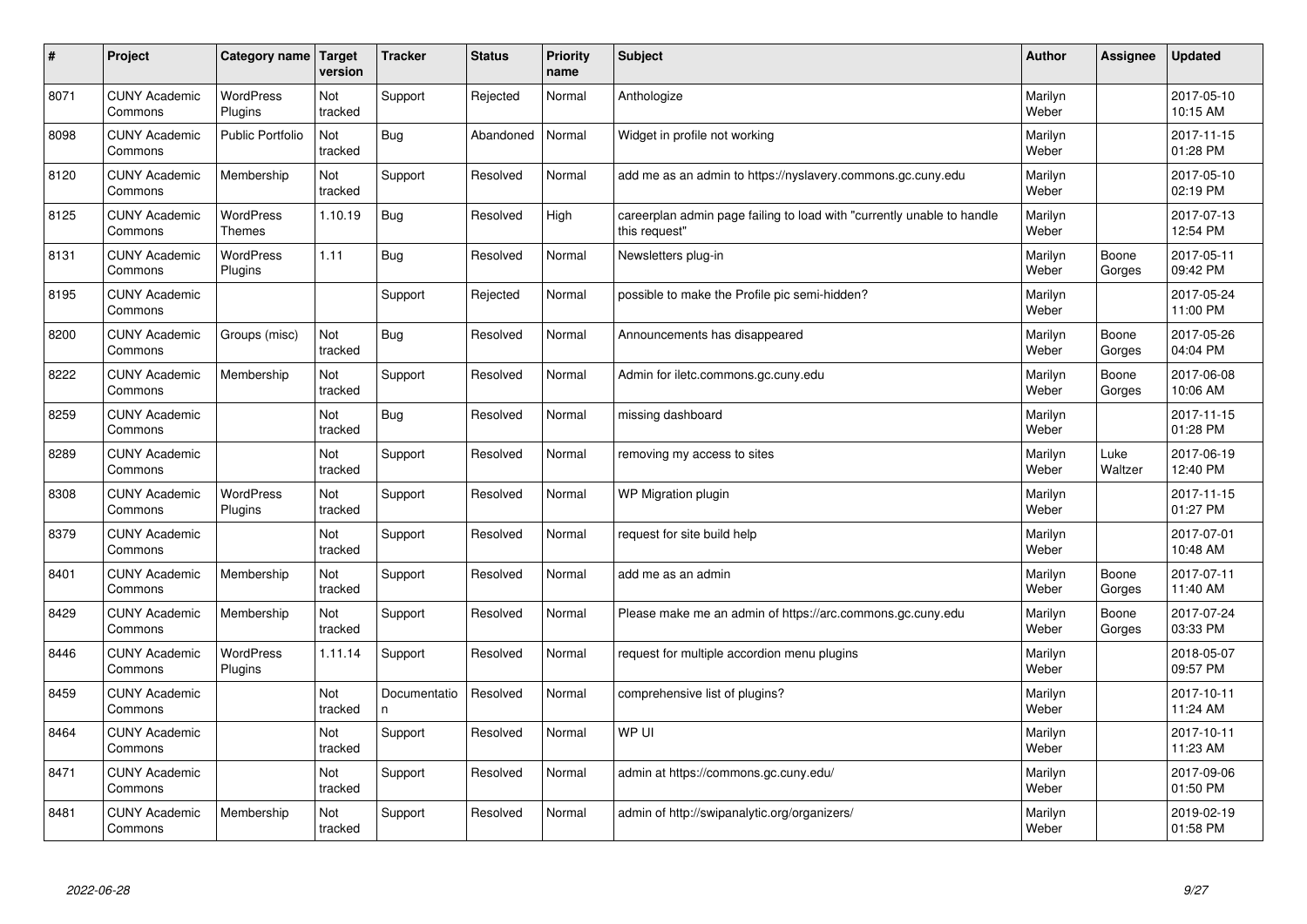| # | Project | Category name | Target version | Tracker | Status | Priority name | Subject | Author | Assignee | Updated |
|---|---|---|---|---|---|---|---|---|---|---|
| 8071 | CUNY Academic Commons | WordPress Plugins | Not tracked | Support | Rejected | Normal | Anthologize | Marilyn Weber | | 2017-05-10 10:15 AM |
| 8098 | CUNY Academic Commons | Public Portfolio | Not tracked | Bug | Abandoned | Normal | Widget in profile not working | Marilyn Weber | | 2017-11-15 01:28 PM |
| 8120 | CUNY Academic Commons | Membership | Not tracked | Support | Resolved | Normal | add me as an admin to https://nyslavery.commons.gc.cuny.edu | Marilyn Weber | | 2017-05-10 02:19 PM |
| 8125 | CUNY Academic Commons | WordPress Themes | 1.10.19 | Bug | Resolved | High | careerplan admin page failing to load with "currently unable to handle this request" | Marilyn Weber | | 2017-07-13 12:54 PM |
| 8131 | CUNY Academic Commons | WordPress Plugins | 1.11 | Bug | Resolved | Normal | Newsletters plug-in | Marilyn Weber | Boone Gorges | 2017-05-11 09:42 PM |
| 8195 | CUNY Academic Commons | | | Support | Rejected | Normal | possible to make the Profile pic semi-hidden? | Marilyn Weber | | 2017-05-24 11:00 PM |
| 8200 | CUNY Academic Commons | Groups (misc) | Not tracked | Bug | Resolved | Normal | Announcements has disappeared | Marilyn Weber | Boone Gorges | 2017-05-26 04:04 PM |
| 8222 | CUNY Academic Commons | Membership | Not tracked | Support | Resolved | Normal | Admin for iletc.commons.gc.cuny.edu | Marilyn Weber | Boone Gorges | 2017-06-08 10:06 AM |
| 8259 | CUNY Academic Commons | | Not tracked | Bug | Resolved | Normal | missing dashboard | Marilyn Weber | | 2017-11-15 01:28 PM |
| 8289 | CUNY Academic Commons | | Not tracked | Support | Resolved | Normal | removing my access to sites | Marilyn Weber | Luke Waltzer | 2017-06-19 12:40 PM |
| 8308 | CUNY Academic Commons | WordPress Plugins | Not tracked | Support | Resolved | Normal | WP Migration plugin | Marilyn Weber | | 2017-11-15 01:27 PM |
| 8379 | CUNY Academic Commons | | Not tracked | Support | Resolved | Normal | request for site build help | Marilyn Weber | | 2017-07-01 10:48 AM |
| 8401 | CUNY Academic Commons | Membership | Not tracked | Support | Resolved | Normal | add me as an admin | Marilyn Weber | Boone Gorges | 2017-07-11 11:40 AM |
| 8429 | CUNY Academic Commons | Membership | Not tracked | Support | Resolved | Normal | Please make me an admin of https://arc.commons.gc.cuny.edu | Marilyn Weber | Boone Gorges | 2017-07-24 03:33 PM |
| 8446 | CUNY Academic Commons | WordPress Plugins | 1.11.14 | Support | Resolved | Normal | request for multiple accordion menu plugins | Marilyn Weber | | 2018-05-07 09:57 PM |
| 8459 | CUNY Academic Commons | | Not tracked | Documentation | Resolved | Normal | comprehensive list of plugins? | Marilyn Weber | | 2017-10-11 11:24 AM |
| 8464 | CUNY Academic Commons | | Not tracked | Support | Resolved | Normal | WP UI | Marilyn Weber | | 2017-10-11 11:23 AM |
| 8471 | CUNY Academic Commons | | Not tracked | Support | Resolved | Normal | admin at https://commons.gc.cuny.edu/ | Marilyn Weber | | 2017-09-06 01:50 PM |
| 8481 | CUNY Academic Commons | Membership | Not tracked | Support | Resolved | Normal | admin of http://swipanalytic.org/organizers/ | Marilyn Weber | | 2019-02-19 01:58 PM |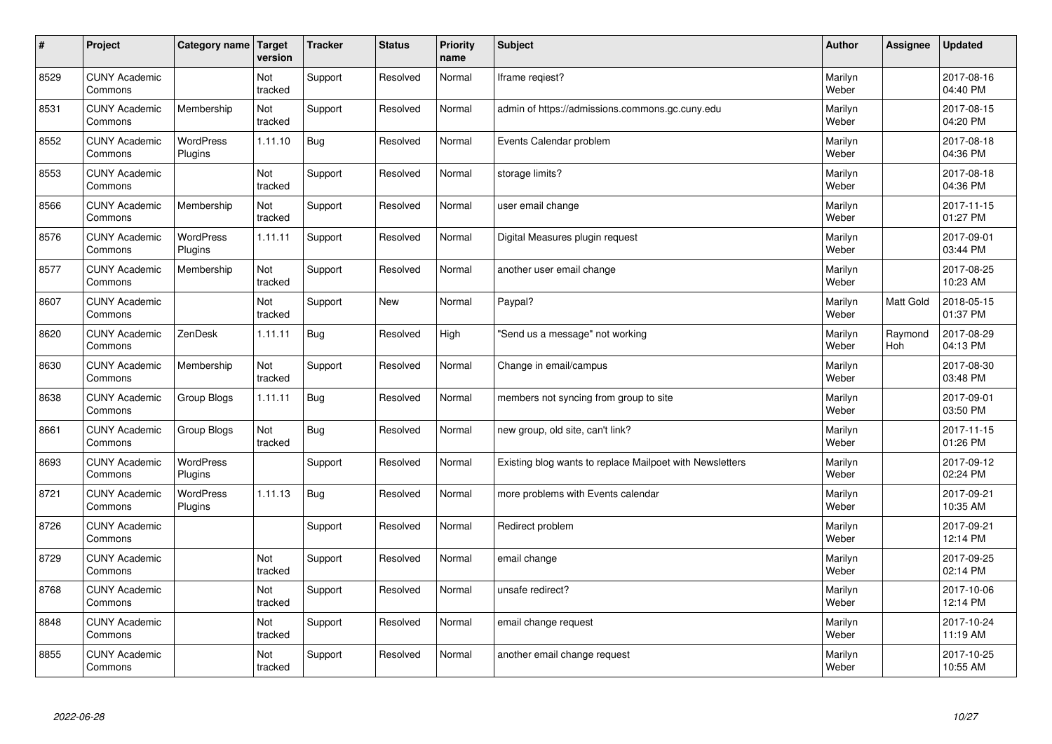| # | Project | Category name | Target version | Tracker | Status | Priority name | Subject | Author | Assignee | Updated |
|---|---|---|---|---|---|---|---|---|---|---|
| 8529 | CUNY Academic Commons | | Not tracked | Support | Resolved | Normal | Iframe reqiest? | Marilyn Weber | | 2017-08-16 04:40 PM |
| 8531 | CUNY Academic Commons | Membership | Not tracked | Support | Resolved | Normal | admin of https://admissions.commons.gc.cuny.edu | Marilyn Weber | | 2017-08-15 04:20 PM |
| 8552 | CUNY Academic Commons | WordPress Plugins | 1.11.10 | Bug | Resolved | Normal | Events Calendar problem | Marilyn Weber | | 2017-08-18 04:36 PM |
| 8553 | CUNY Academic Commons | | Not tracked | Support | Resolved | Normal | storage limits? | Marilyn Weber | | 2017-08-18 04:36 PM |
| 8566 | CUNY Academic Commons | Membership | Not tracked | Support | Resolved | Normal | user email change | Marilyn Weber | | 2017-11-15 01:27 PM |
| 8576 | CUNY Academic Commons | WordPress Plugins | 1.11.11 | Support | Resolved | Normal | Digital Measures plugin request | Marilyn Weber | | 2017-09-01 03:44 PM |
| 8577 | CUNY Academic Commons | Membership | Not tracked | Support | Resolved | Normal | another user email change | Marilyn Weber | | 2017-08-25 10:23 AM |
| 8607 | CUNY Academic Commons | | Not tracked | Support | New | Normal | Paypal? | Marilyn Weber | Matt Gold | 2018-05-15 01:37 PM |
| 8620 | CUNY Academic Commons | ZenDesk | 1.11.11 | Bug | Resolved | High | "Send us a message" not working | Marilyn Weber | Raymond Hoh | 2017-08-29 04:13 PM |
| 8630 | CUNY Academic Commons | Membership | Not tracked | Support | Resolved | Normal | Change in email/campus | Marilyn Weber | | 2017-08-30 03:48 PM |
| 8638 | CUNY Academic Commons | Group Blogs | 1.11.11 | Bug | Resolved | Normal | members not syncing from group to site | Marilyn Weber | | 2017-09-01 03:50 PM |
| 8661 | CUNY Academic Commons | Group Blogs | Not tracked | Bug | Resolved | Normal | new group, old site, can't link? | Marilyn Weber | | 2017-11-15 01:26 PM |
| 8693 | CUNY Academic Commons | WordPress Plugins | | Support | Resolved | Normal | Existing blog wants to replace Mailpoet with Newsletters | Marilyn Weber | | 2017-09-12 02:24 PM |
| 8721 | CUNY Academic Commons | WordPress Plugins | 1.11.13 | Bug | Resolved | Normal | more problems with Events calendar | Marilyn Weber | | 2017-09-21 10:35 AM |
| 8726 | CUNY Academic Commons | | | Support | Resolved | Normal | Redirect problem | Marilyn Weber | | 2017-09-21 12:14 PM |
| 8729 | CUNY Academic Commons | | Not tracked | Support | Resolved | Normal | email change | Marilyn Weber | | 2017-09-25 02:14 PM |
| 8768 | CUNY Academic Commons | | Not tracked | Support | Resolved | Normal | unsafe redirect? | Marilyn Weber | | 2017-10-06 12:14 PM |
| 8848 | CUNY Academic Commons | | Not tracked | Support | Resolved | Normal | email change request | Marilyn Weber | | 2017-10-24 11:19 AM |
| 8855 | CUNY Academic Commons | | Not tracked | Support | Resolved | Normal | another email change request | Marilyn Weber | | 2017-10-25 10:55 AM |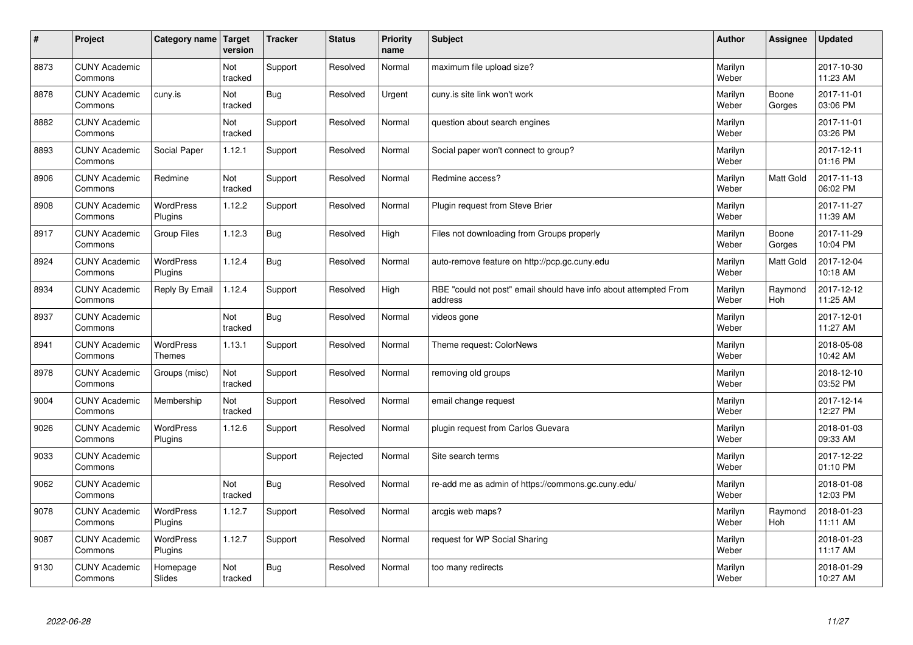| # | Project | Category name | Target version | Tracker | Status | Priority name | Subject | Author | Assignee | Updated |
|---|---|---|---|---|---|---|---|---|---|---|
| 8873 | CUNY Academic Commons | | Not tracked | Support | Resolved | Normal | maximum file upload size? | Marilyn Weber | | 2017-10-30 11:23 AM |
| 8878 | CUNY Academic Commons | cuny.is | Not tracked | Bug | Resolved | Urgent | cuny.is site link won't work | Marilyn Weber | Boone Gorges | 2017-11-01 03:06 PM |
| 8882 | CUNY Academic Commons | | Not tracked | Support | Resolved | Normal | question about search engines | Marilyn Weber | | 2017-11-01 03:26 PM |
| 8893 | CUNY Academic Commons | Social Paper | 1.12.1 | Support | Resolved | Normal | Social paper won't connect to group? | Marilyn Weber | | 2017-12-11 01:16 PM |
| 8906 | CUNY Academic Commons | Redmine | Not tracked | Support | Resolved | Normal | Redmine access? | Marilyn Weber | Matt Gold | 2017-11-13 06:02 PM |
| 8908 | CUNY Academic Commons | WordPress Plugins | 1.12.2 | Support | Resolved | Normal | Plugin request from Steve Brier | Marilyn Weber | | 2017-11-27 11:39 AM |
| 8917 | CUNY Academic Commons | Group Files | 1.12.3 | Bug | Resolved | High | Files not downloading from Groups properly | Marilyn Weber | Boone Gorges | 2017-11-29 10:04 PM |
| 8924 | CUNY Academic Commons | WordPress Plugins | 1.12.4 | Bug | Resolved | Normal | auto-remove feature on http://pcp.gc.cuny.edu | Marilyn Weber | Matt Gold | 2017-12-04 10:18 AM |
| 8934 | CUNY Academic Commons | Reply By Email | 1.12.4 | Support | Resolved | High | RBE "could not post" email should have info about attempted From address | Marilyn Weber | Raymond Hoh | 2017-12-12 11:25 AM |
| 8937 | CUNY Academic Commons | | Not tracked | Bug | Resolved | Normal | videos gone | Marilyn Weber | | 2017-12-01 11:27 AM |
| 8941 | CUNY Academic Commons | WordPress Themes | 1.13.1 | Support | Resolved | Normal | Theme request: ColorNews | Marilyn Weber | | 2018-05-08 10:42 AM |
| 8978 | CUNY Academic Commons | Groups (misc) | Not tracked | Support | Resolved | Normal | removing old groups | Marilyn Weber | | 2018-12-10 03:52 PM |
| 9004 | CUNY Academic Commons | Membership | Not tracked | Support | Resolved | Normal | email change request | Marilyn Weber | | 2017-12-14 12:27 PM |
| 9026 | CUNY Academic Commons | WordPress Plugins | 1.12.6 | Support | Resolved | Normal | plugin request from Carlos Guevara | Marilyn Weber | | 2018-01-03 09:33 AM |
| 9033 | CUNY Academic Commons | | | Support | Rejected | Normal | Site search terms | Marilyn Weber | | 2017-12-22 01:10 PM |
| 9062 | CUNY Academic Commons | | Not tracked | Bug | Resolved | Normal | re-add me as admin of https://commons.gc.cuny.edu/ | Marilyn Weber | | 2018-01-08 12:03 PM |
| 9078 | CUNY Academic Commons | WordPress Plugins | 1.12.7 | Support | Resolved | Normal | arcgis web maps? | Marilyn Weber | Raymond Hoh | 2018-01-23 11:11 AM |
| 9087 | CUNY Academic Commons | WordPress Plugins | 1.12.7 | Support | Resolved | Normal | request for WP Social Sharing | Marilyn Weber | | 2018-01-23 11:17 AM |
| 9130 | CUNY Academic Commons | Homepage Slides | Not tracked | Bug | Resolved | Normal | too many redirects | Marilyn Weber | | 2018-01-29 10:27 AM |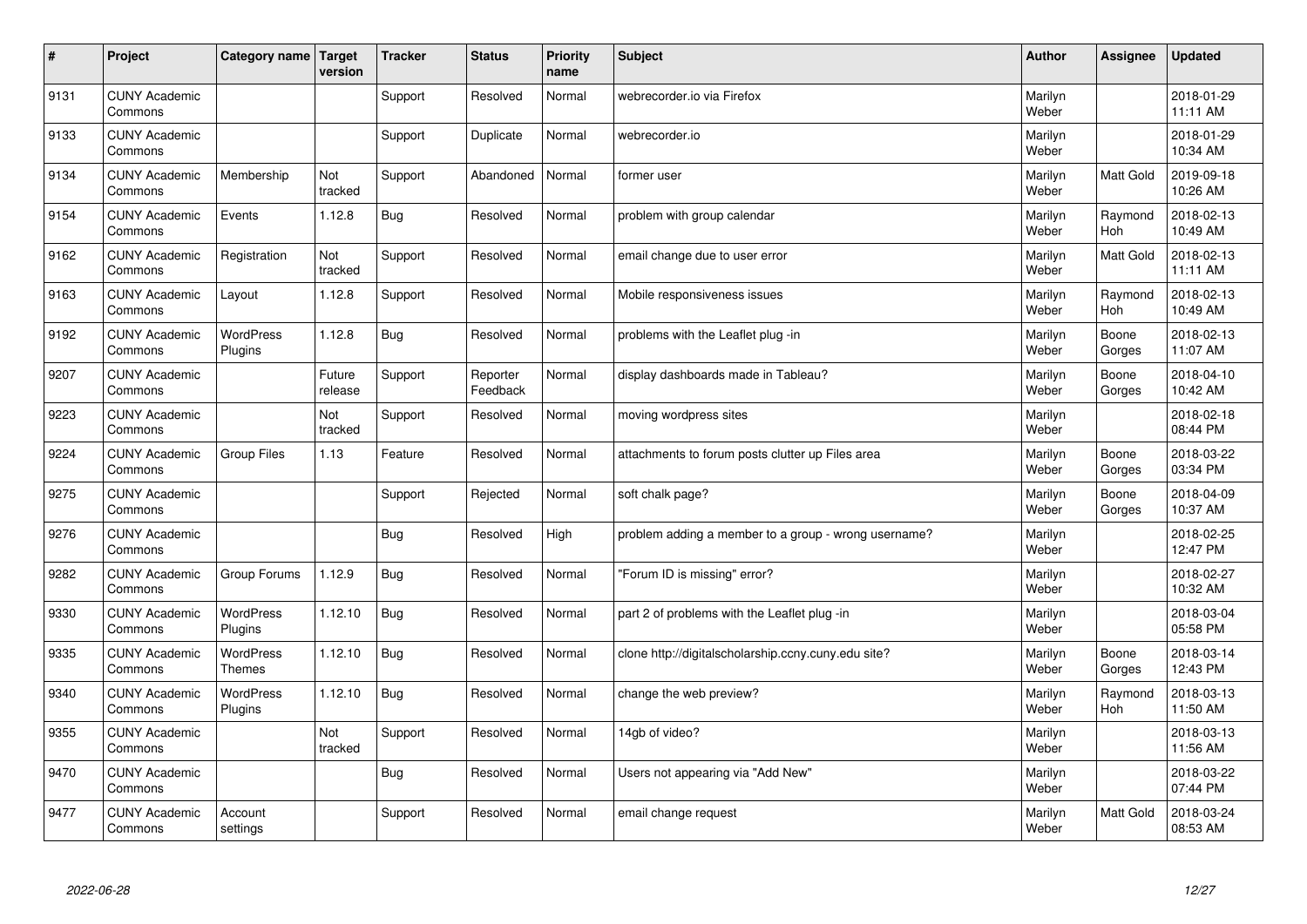| # | Project | Category name | Target version | Tracker | Status | Priority name | Subject | Author | Assignee | Updated |
|---|---|---|---|---|---|---|---|---|---|---|
| 9131 | CUNY Academic Commons | | | Support | Resolved | Normal | webrecorder.io via Firefox | Marilyn Weber | | 2018-01-29 11:11 AM |
| 9133 | CUNY Academic Commons | | | Support | Duplicate | Normal | webrecorder.io | Marilyn Weber | | 2018-01-29 10:34 AM |
| 9134 | CUNY Academic Commons | Membership | Not tracked | Support | Abandoned | Normal | former user | Marilyn Weber | Matt Gold | 2019-09-18 10:26 AM |
| 9154 | CUNY Academic Commons | Events | 1.12.8 | Bug | Resolved | Normal | problem with group calendar | Marilyn Weber | Raymond Hoh | 2018-02-13 10:49 AM |
| 9162 | CUNY Academic Commons | Registration | Not tracked | Support | Resolved | Normal | email change due to user error | Marilyn Weber | Matt Gold | 2018-02-13 11:11 AM |
| 9163 | CUNY Academic Commons | Layout | 1.12.8 | Support | Resolved | Normal | Mobile responsiveness issues | Marilyn Weber | Raymond Hoh | 2018-02-13 10:49 AM |
| 9192 | CUNY Academic Commons | WordPress Plugins | 1.12.8 | Bug | Resolved | Normal | problems with the Leaflet plug -in | Marilyn Weber | Boone Gorges | 2018-02-13 11:07 AM |
| 9207 | CUNY Academic Commons | | Future release | Support | Reporter Feedback | Normal | display dashboards made in Tableau? | Marilyn Weber | Boone Gorges | 2018-04-10 10:42 AM |
| 9223 | CUNY Academic Commons | | Not tracked | Support | Resolved | Normal | moving wordpress sites | Marilyn Weber | | 2018-02-18 08:44 PM |
| 9224 | CUNY Academic Commons | Group Files | 1.13 | Feature | Resolved | Normal | attachments to forum posts clutter up Files area | Marilyn Weber | Boone Gorges | 2018-03-22 03:34 PM |
| 9275 | CUNY Academic Commons | | | Support | Rejected | Normal | soft chalk page? | Marilyn Weber | Boone Gorges | 2018-04-09 10:37 AM |
| 9276 | CUNY Academic Commons | | | Bug | Resolved | High | problem adding a member to a group - wrong username? | Marilyn Weber | | 2018-02-25 12:47 PM |
| 9282 | CUNY Academic Commons | Group Forums | 1.12.9 | Bug | Resolved | Normal | "Forum ID is missing" error? | Marilyn Weber | | 2018-02-27 10:32 AM |
| 9330 | CUNY Academic Commons | WordPress Plugins | 1.12.10 | Bug | Resolved | Normal | part 2 of problems with the Leaflet plug -in | Marilyn Weber | | 2018-03-04 05:58 PM |
| 9335 | CUNY Academic Commons | WordPress Themes | 1.12.10 | Bug | Resolved | Normal | clone http://digitalscholarship.ccny.cuny.edu site? | Marilyn Weber | Boone Gorges | 2018-03-14 12:43 PM |
| 9340 | CUNY Academic Commons | WordPress Plugins | 1.12.10 | Bug | Resolved | Normal | change the web preview? | Marilyn Weber | Raymond Hoh | 2018-03-13 11:50 AM |
| 9355 | CUNY Academic Commons | | Not tracked | Support | Resolved | Normal | 14gb of video? | Marilyn Weber | | 2018-03-13 11:56 AM |
| 9470 | CUNY Academic Commons | | | Bug | Resolved | Normal | Users not appearing via "Add New" | Marilyn Weber | | 2018-03-22 07:44 PM |
| 9477 | CUNY Academic Commons | Account settings | | Support | Resolved | Normal | email change request | Marilyn Weber | Matt Gold | 2018-03-24 08:53 AM |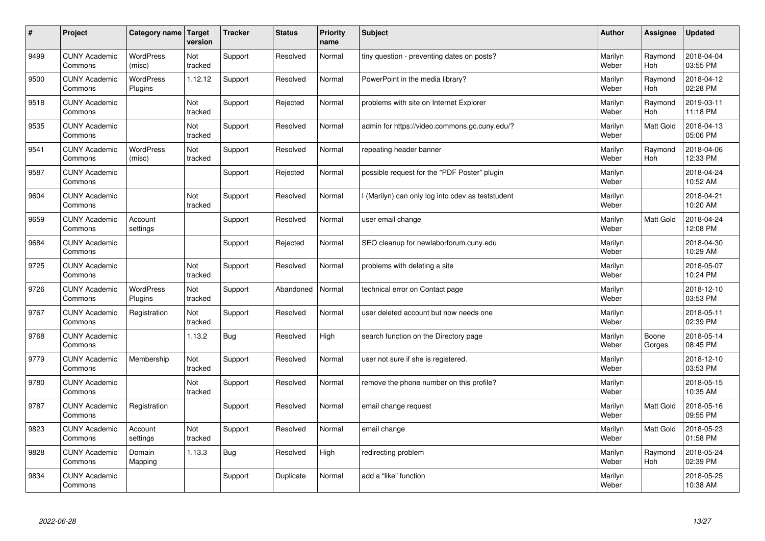| # | Project | Category name | Target version | Tracker | Status | Priority name | Subject | Author | Assignee | Updated |
|---|---|---|---|---|---|---|---|---|---|---|
| 9499 | CUNY Academic Commons | WordPress (misc) | Not tracked | Support | Resolved | Normal | tiny question - preventing dates on posts? | Marilyn Weber | Raymond Hoh | 2018-04-04 03:55 PM |
| 9500 | CUNY Academic Commons | WordPress Plugins | 1.12.12 | Support | Resolved | Normal | PowerPoint in the media library? | Marilyn Weber | Raymond Hoh | 2018-04-12 02:28 PM |
| 9518 | CUNY Academic Commons | | Not tracked | Support | Rejected | Normal | problems with site on Internet Explorer | Marilyn Weber | Raymond Hoh | 2019-03-11 11:18 PM |
| 9535 | CUNY Academic Commons | | Not tracked | Support | Resolved | Normal | admin for https://video.commons.gc.cuny.edu/? | Marilyn Weber | Matt Gold | 2018-04-13 05:06 PM |
| 9541 | CUNY Academic Commons | WordPress (misc) | Not tracked | Support | Resolved | Normal | repeating header banner | Marilyn Weber | Raymond Hoh | 2018-04-06 12:33 PM |
| 9587 | CUNY Academic Commons | | | Support | Rejected | Normal | possible request for the "PDF Poster" plugin | Marilyn Weber | | 2018-04-24 10:52 AM |
| 9604 | CUNY Academic Commons | | Not tracked | Support | Resolved | Normal | I (Marilyn) can only log into cdev as teststudent | Marilyn Weber | | 2018-04-21 10:20 AM |
| 9659 | CUNY Academic Commons | Account settings | | Support | Resolved | Normal | user email change | Marilyn Weber | Matt Gold | 2018-04-24 12:08 PM |
| 9684 | CUNY Academic Commons | | | Support | Rejected | Normal | SEO cleanup for newlaborforum.cuny.edu | Marilyn Weber | | 2018-04-30 10:29 AM |
| 9725 | CUNY Academic Commons | | Not tracked | Support | Resolved | Normal | problems with deleting a site | Marilyn Weber | | 2018-05-07 10:24 PM |
| 9726 | CUNY Academic Commons | WordPress Plugins | Not tracked | Support | Abandoned | Normal | technical error on Contact page | Marilyn Weber | | 2018-12-10 03:53 PM |
| 9767 | CUNY Academic Commons | Registration | Not tracked | Support | Resolved | Normal | user deleted account but now needs one | Marilyn Weber | | 2018-05-11 02:39 PM |
| 9768 | CUNY Academic Commons | | 1.13.2 | Bug | Resolved | High | search function on the Directory page | Marilyn Weber | Boone Gorges | 2018-05-14 08:45 PM |
| 9779 | CUNY Academic Commons | Membership | Not tracked | Support | Resolved | Normal | user not sure if she is registered. | Marilyn Weber | | 2018-12-10 03:53 PM |
| 9780 | CUNY Academic Commons | | Not tracked | Support | Resolved | Normal | remove the phone number on this profile? | Marilyn Weber | | 2018-05-15 10:35 AM |
| 9787 | CUNY Academic Commons | Registration | | Support | Resolved | Normal | email change request | Marilyn Weber | Matt Gold | 2018-05-16 09:55 PM |
| 9823 | CUNY Academic Commons | Account settings | Not tracked | Support | Resolved | Normal | email change | Marilyn Weber | Matt Gold | 2018-05-23 01:58 PM |
| 9828 | CUNY Academic Commons | Domain Mapping | 1.13.3 | Bug | Resolved | High | redirecting problem | Marilyn Weber | Raymond Hoh | 2018-05-24 02:39 PM |
| 9834 | CUNY Academic Commons | | | Support | Duplicate | Normal | add a "like" function | Marilyn Weber | | 2018-05-25 10:38 AM |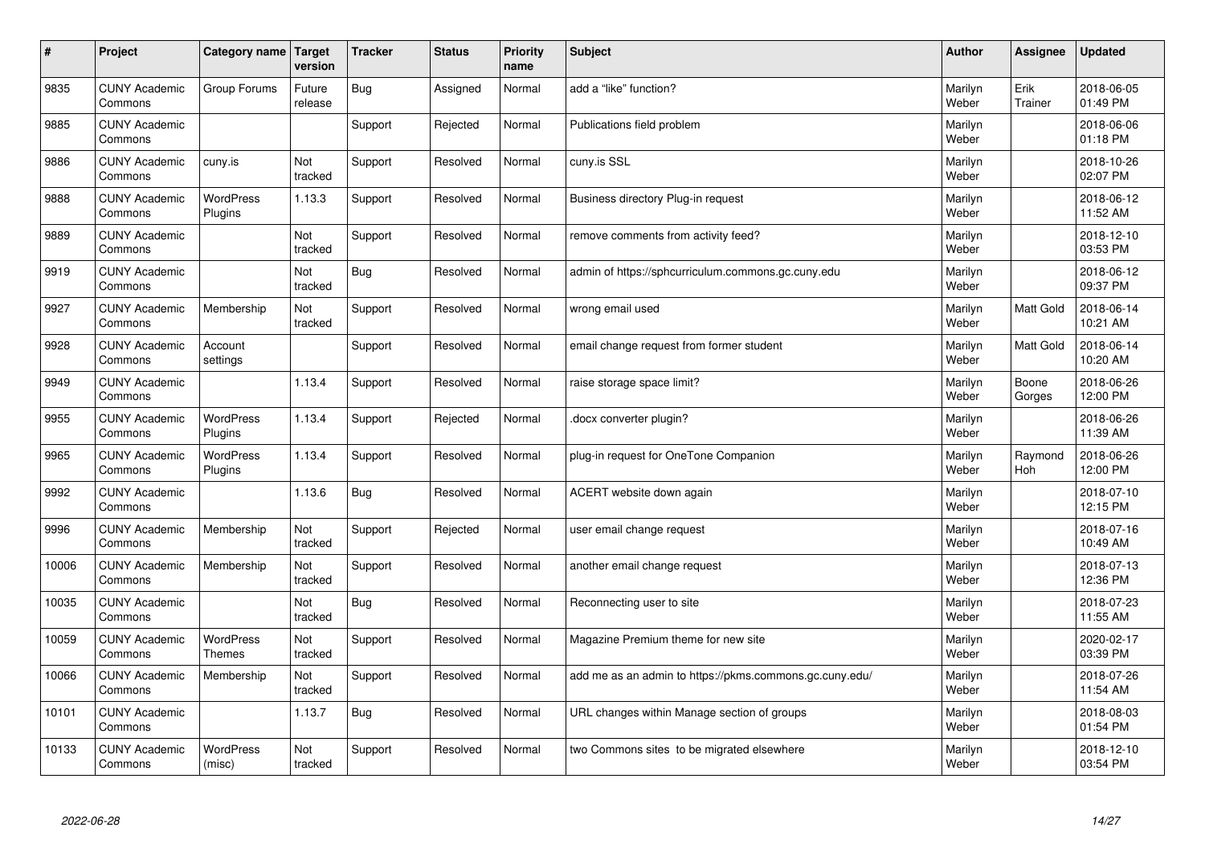| # | Project | Category name | Target version | Tracker | Status | Priority name | Subject | Author | Assignee | Updated |
|---|---|---|---|---|---|---|---|---|---|---|
| 9835 | CUNY Academic Commons | Group Forums | Future release | Bug | Assigned | Normal | add a "like" function? | Marilyn Weber | Erik Trainer | 2018-06-05 01:49 PM |
| 9885 | CUNY Academic Commons | | | Support | Rejected | Normal | Publications field problem | Marilyn Weber | | 2018-06-06 01:18 PM |
| 9886 | CUNY Academic Commons | cuny.is | Not tracked | Support | Resolved | Normal | cuny.is SSL | Marilyn Weber | | 2018-10-26 02:07 PM |
| 9888 | CUNY Academic Commons | WordPress Plugins | 1.13.3 | Support | Resolved | Normal | Business directory Plug-in request | Marilyn Weber | | 2018-06-12 11:52 AM |
| 9889 | CUNY Academic Commons | | Not tracked | Support | Resolved | Normal | remove comments from activity feed? | Marilyn Weber | | 2018-12-10 03:53 PM |
| 9919 | CUNY Academic Commons | | Not tracked | Bug | Resolved | Normal | admin of https://sphcurriculum.commons.gc.cuny.edu | Marilyn Weber | | 2018-06-12 09:37 PM |
| 9927 | CUNY Academic Commons | Membership | Not tracked | Support | Resolved | Normal | wrong email used | Marilyn Weber | Matt Gold | 2018-06-14 10:21 AM |
| 9928 | CUNY Academic Commons | Account settings | | Support | Resolved | Normal | email change request from former student | Marilyn Weber | Matt Gold | 2018-06-14 10:20 AM |
| 9949 | CUNY Academic Commons | | 1.13.4 | Support | Resolved | Normal | raise storage space limit? | Marilyn Weber | Boone Gorges | 2018-06-26 12:00 PM |
| 9955 | CUNY Academic Commons | WordPress Plugins | 1.13.4 | Support | Rejected | Normal | .docx converter plugin? | Marilyn Weber | | 2018-06-26 11:39 AM |
| 9965 | CUNY Academic Commons | WordPress Plugins | 1.13.4 | Support | Resolved | Normal | plug-in request for OneTone Companion | Marilyn Weber | Raymond Hoh | 2018-06-26 12:00 PM |
| 9992 | CUNY Academic Commons | | 1.13.6 | Bug | Resolved | Normal | ACERT website down again | Marilyn Weber | | 2018-07-10 12:15 PM |
| 9996 | CUNY Academic Commons | Membership | Not tracked | Support | Rejected | Normal | user email change request | Marilyn Weber | | 2018-07-16 10:49 AM |
| 10006 | CUNY Academic Commons | Membership | Not tracked | Support | Resolved | Normal | another email change request | Marilyn Weber | | 2018-07-13 12:36 PM |
| 10035 | CUNY Academic Commons | | Not tracked | Bug | Resolved | Normal | Reconnecting user to site | Marilyn Weber | | 2018-07-23 11:55 AM |
| 10059 | CUNY Academic Commons | WordPress Themes | Not tracked | Support | Resolved | Normal | Magazine Premium theme for new site | Marilyn Weber | | 2020-02-17 03:39 PM |
| 10066 | CUNY Academic Commons | Membership | Not tracked | Support | Resolved | Normal | add me as an admin to https://pkms.commons.gc.cuny.edu/ | Marilyn Weber | | 2018-07-26 11:54 AM |
| 10101 | CUNY Academic Commons | | 1.13.7 | Bug | Resolved | Normal | URL changes within Manage section of groups | Marilyn Weber | | 2018-08-03 01:54 PM |
| 10133 | CUNY Academic Commons | WordPress (misc) | Not tracked | Support | Resolved | Normal | two Commons sites to be migrated elsewhere | Marilyn Weber | | 2018-12-10 03:54 PM |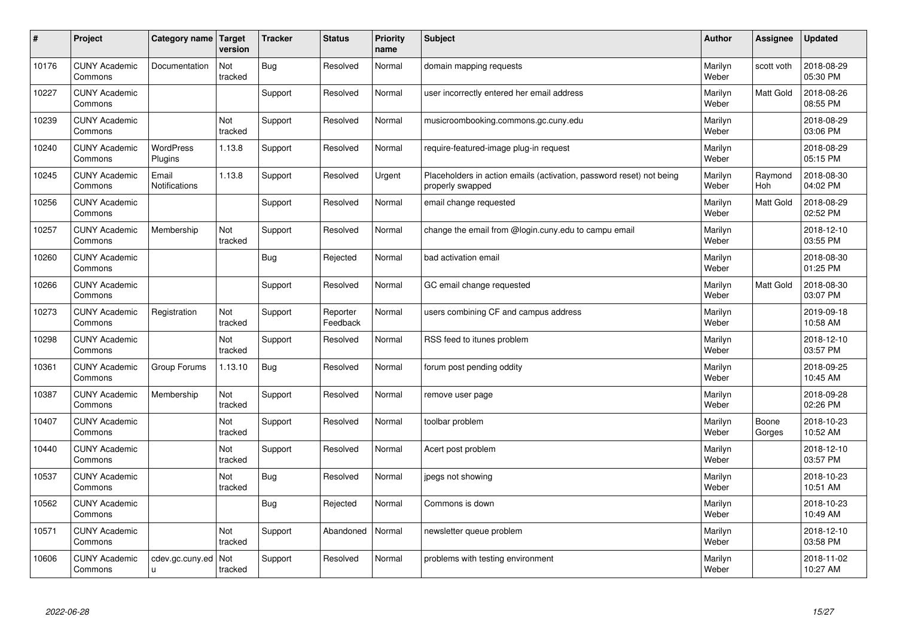| # | Project | Category name | Target version | Tracker | Status | Priority name | Subject | Author | Assignee | Updated |
|---|---|---|---|---|---|---|---|---|---|---|
| 10176 | CUNY Academic Commons | Documentation | Not tracked | Bug | Resolved | Normal | domain mapping requests | Marilyn Weber | scott voth | 2018-08-29 05:30 PM |
| 10227 | CUNY Academic Commons | | | Support | Resolved | Normal | user incorrectly entered her email address | Marilyn Weber | Matt Gold | 2018-08-26 08:55 PM |
| 10239 | CUNY Academic Commons | | Not tracked | Support | Resolved | Normal | musicroombooking.commons.gc.cuny.edu | Marilyn Weber | | 2018-08-29 03:06 PM |
| 10240 | CUNY Academic Commons | WordPress Plugins | 1.13.8 | Support | Resolved | Normal | require-featured-image plug-in request | Marilyn Weber | | 2018-08-29 05:15 PM |
| 10245 | CUNY Academic Commons | Email Notifications | 1.13.8 | Support | Resolved | Urgent | Placeholders in action emails (activation, password reset) not being properly swapped | Marilyn Weber | Raymond Hoh | 2018-08-30 04:02 PM |
| 10256 | CUNY Academic Commons | | | Support | Resolved | Normal | email change requested | Marilyn Weber | Matt Gold | 2018-08-29 02:52 PM |
| 10257 | CUNY Academic Commons | Membership | Not tracked | Support | Resolved | Normal | change the email from @login.cuny.edu to campu email | Marilyn Weber | | 2018-12-10 03:55 PM |
| 10260 | CUNY Academic Commons | | | Bug | Rejected | Normal | bad activation email | Marilyn Weber | | 2018-08-30 01:25 PM |
| 10266 | CUNY Academic Commons | | | Support | Resolved | Normal | GC email change requested | Marilyn Weber | Matt Gold | 2018-08-30 03:07 PM |
| 10273 | CUNY Academic Commons | Registration | Not tracked | Support | Reporter Feedback | Normal | users combining CF and campus address | Marilyn Weber | | 2019-09-18 10:58 AM |
| 10298 | CUNY Academic Commons | | Not tracked | Support | Resolved | Normal | RSS feed to itunes problem | Marilyn Weber | | 2018-12-10 03:57 PM |
| 10361 | CUNY Academic Commons | Group Forums | 1.13.10 | Bug | Resolved | Normal | forum post pending oddity | Marilyn Weber | | 2018-09-25 10:45 AM |
| 10387 | CUNY Academic Commons | Membership | Not tracked | Support | Resolved | Normal | remove user page | Marilyn Weber | | 2018-09-28 02:26 PM |
| 10407 | CUNY Academic Commons | | Not tracked | Support | Resolved | Normal | toolbar problem | Marilyn Weber | Boone Gorges | 2018-10-23 10:52 AM |
| 10440 | CUNY Academic Commons | | Not tracked | Support | Resolved | Normal | Acert post problem | Marilyn Weber | | 2018-12-10 03:57 PM |
| 10537 | CUNY Academic Commons | | Not tracked | Bug | Resolved | Normal | jpegs not showing | Marilyn Weber | | 2018-10-23 10:51 AM |
| 10562 | CUNY Academic Commons | | | Bug | Rejected | Normal | Commons is down | Marilyn Weber | | 2018-10-23 10:49 AM |
| 10571 | CUNY Academic Commons | | Not tracked | Support | Abandoned | Normal | newsletter queue problem | Marilyn Weber | | 2018-12-10 03:58 PM |
| 10606 | CUNY Academic Commons | cdev.gc.cuny.edu | Not tracked | Support | Resolved | Normal | problems with testing environment | Marilyn Weber | | 2018-11-02 10:27 AM |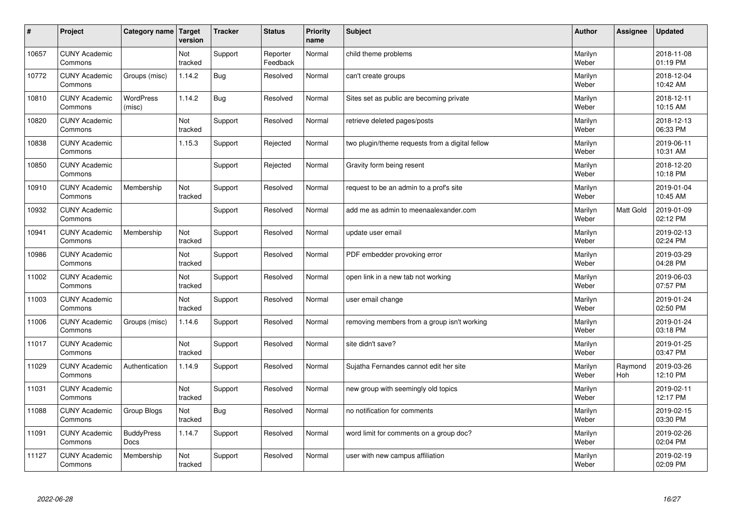| # | Project | Category name | Target version | Tracker | Status | Priority name | Subject | Author | Assignee | Updated |
|---|---|---|---|---|---|---|---|---|---|---|
| 10657 | CUNY Academic Commons | | Not tracked | Support | Reporter Feedback | Normal | child theme problems | Marilyn Weber | | 2018-11-08 01:19 PM |
| 10772 | CUNY Academic Commons | Groups (misc) | 1.14.2 | Bug | Resolved | Normal | can't create groups | Marilyn Weber | | 2018-12-04 10:42 AM |
| 10810 | CUNY Academic Commons | WordPress (misc) | 1.14.2 | Bug | Resolved | Normal | Sites set as public are becoming private | Marilyn Weber | | 2018-12-11 10:15 AM |
| 10820 | CUNY Academic Commons | | Not tracked | Support | Resolved | Normal | retrieve deleted pages/posts | Marilyn Weber | | 2018-12-13 06:33 PM |
| 10838 | CUNY Academic Commons | | 1.15.3 | Support | Rejected | Normal | two plugin/theme requests from a digital fellow | Marilyn Weber | | 2019-06-11 10:31 AM |
| 10850 | CUNY Academic Commons | | | Support | Rejected | Normal | Gravity form being resent | Marilyn Weber | | 2018-12-20 10:18 PM |
| 10910 | CUNY Academic Commons | Membership | Not tracked | Support | Resolved | Normal | request to be an admin to a prof's site | Marilyn Weber | | 2019-01-04 10:45 AM |
| 10932 | CUNY Academic Commons | | | Support | Resolved | Normal | add me as admin to meenaalexander.com | Marilyn Weber | Matt Gold | 2019-01-09 02:12 PM |
| 10941 | CUNY Academic Commons | Membership | Not tracked | Support | Resolved | Normal | update user email | Marilyn Weber | | 2019-02-13 02:24 PM |
| 10986 | CUNY Academic Commons | | Not tracked | Support | Resolved | Normal | PDF embedder provoking error | Marilyn Weber | | 2019-03-29 04:28 PM |
| 11002 | CUNY Academic Commons | | Not tracked | Support | Resolved | Normal | open link in a new tab not working | Marilyn Weber | | 2019-06-03 07:57 PM |
| 11003 | CUNY Academic Commons | | Not tracked | Support | Resolved | Normal | user email change | Marilyn Weber | | 2019-01-24 02:50 PM |
| 11006 | CUNY Academic Commons | Groups (misc) | 1.14.6 | Support | Resolved | Normal | removing members from a group isn't working | Marilyn Weber | | 2019-01-24 03:18 PM |
| 11017 | CUNY Academic Commons | | Not tracked | Support | Resolved | Normal | site didn't save? | Marilyn Weber | | 2019-01-25 03:47 PM |
| 11029 | CUNY Academic Commons | Authentication | 1.14.9 | Support | Resolved | Normal | Sujatha Fernandes cannot edit her site | Marilyn Weber | Raymond Hoh | 2019-03-26 12:10 PM |
| 11031 | CUNY Academic Commons | | Not tracked | Support | Resolved | Normal | new group with seemingly old topics | Marilyn Weber | | 2019-02-11 12:17 PM |
| 11088 | CUNY Academic Commons | Group Blogs | Not tracked | Bug | Resolved | Normal | no notification for comments | Marilyn Weber | | 2019-02-15 03:30 PM |
| 11091 | CUNY Academic Commons | BuddyPress Docs | 1.14.7 | Support | Resolved | Normal | word limit for comments on a group doc? | Marilyn Weber | | 2019-02-26 02:04 PM |
| 11127 | CUNY Academic Commons | Membership | Not tracked | Support | Resolved | Normal | user with new campus affiliation | Marilyn Weber | | 2019-02-19 02:09 PM |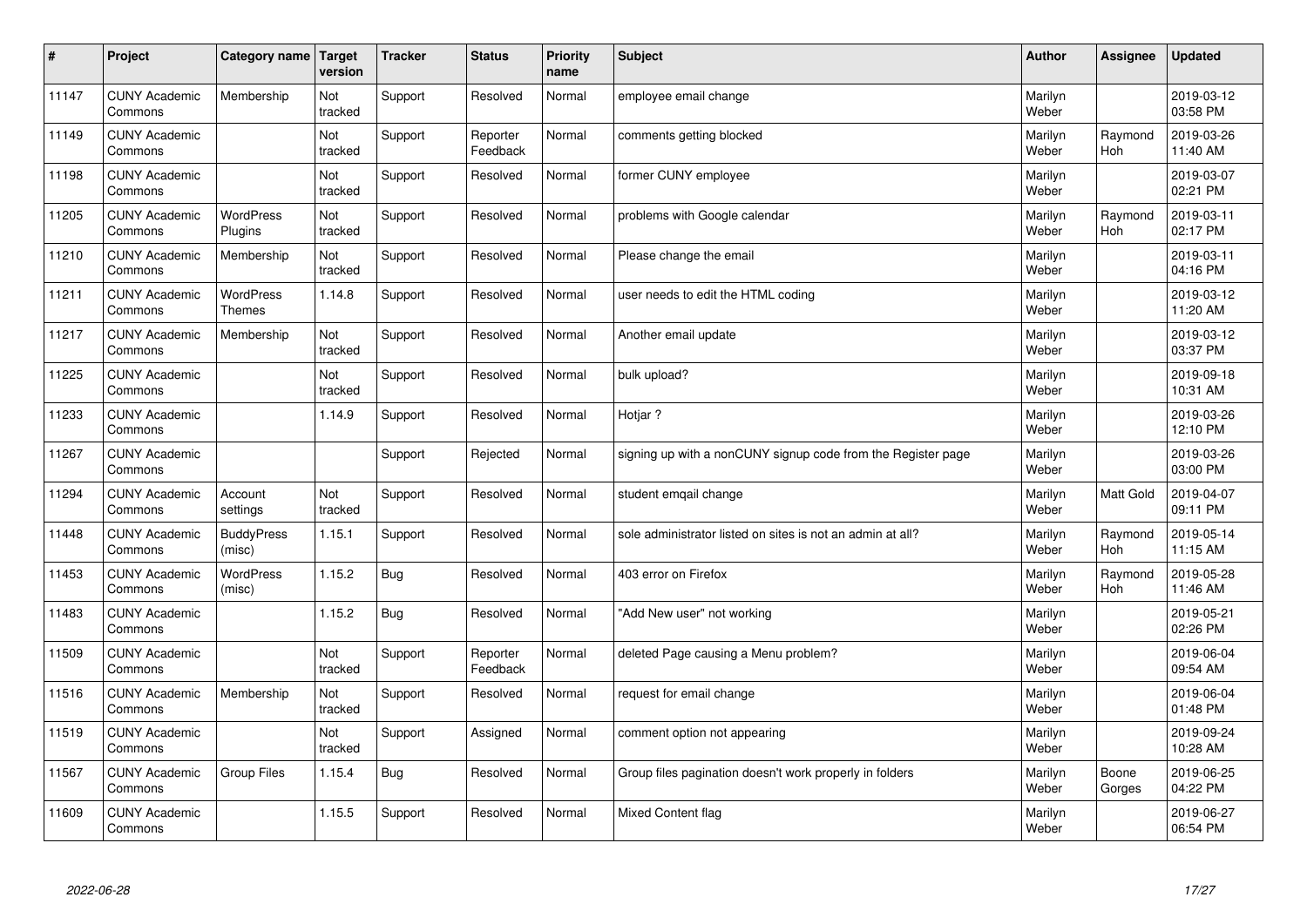| # | Project | Category name | Target version | Tracker | Status | Priority name | Subject | Author | Assignee | Updated |
|---|---|---|---|---|---|---|---|---|---|---|
| 11147 | CUNY Academic Commons | Membership | Not tracked | Support | Resolved | Normal | employee email change | Marilyn Weber | | 2019-03-12 03:58 PM |
| 11149 | CUNY Academic Commons | | Not tracked | Support | Reporter Feedback | Normal | comments getting blocked | Marilyn Weber | Raymond Hoh | 2019-03-26 11:40 AM |
| 11198 | CUNY Academic Commons | | Not tracked | Support | Resolved | Normal | former CUNY employee | Marilyn Weber | | 2019-03-07 02:21 PM |
| 11205 | CUNY Academic Commons | WordPress Plugins | Not tracked | Support | Resolved | Normal | problems with Google calendar | Marilyn Weber | Raymond Hoh | 2019-03-11 02:17 PM |
| 11210 | CUNY Academic Commons | Membership | Not tracked | Support | Resolved | Normal | Please change the email | Marilyn Weber | | 2019-03-11 04:16 PM |
| 11211 | CUNY Academic Commons | WordPress Themes | 1.14.8 | Support | Resolved | Normal | user needs to edit the HTML coding | Marilyn Weber | | 2019-03-12 11:20 AM |
| 11217 | CUNY Academic Commons | Membership | Not tracked | Support | Resolved | Normal | Another email update | Marilyn Weber | | 2019-03-12 03:37 PM |
| 11225 | CUNY Academic Commons | | Not tracked | Support | Resolved | Normal | bulk upload? | Marilyn Weber | | 2019-09-18 10:31 AM |
| 11233 | CUNY Academic Commons | | 1.14.9 | Support | Resolved | Normal | Hotjar ? | Marilyn Weber | | 2019-03-26 12:10 PM |
| 11267 | CUNY Academic Commons | | | Support | Rejected | Normal | signing up with a nonCUNY signup code from the Register page | Marilyn Weber | | 2019-03-26 03:00 PM |
| 11294 | CUNY Academic Commons | Account settings | Not tracked | Support | Resolved | Normal | student emqail change | Marilyn Weber | Matt Gold | 2019-04-07 09:11 PM |
| 11448 | CUNY Academic Commons | BuddyPress (misc) | 1.15.1 | Support | Resolved | Normal | sole administrator listed on sites is not an admin at all? | Marilyn Weber | Raymond Hoh | 2019-05-14 11:15 AM |
| 11453 | CUNY Academic Commons | WordPress (misc) | 1.15.2 | Bug | Resolved | Normal | 403 error on Firefox | Marilyn Weber | Raymond Hoh | 2019-05-28 11:46 AM |
| 11483 | CUNY Academic Commons | | 1.15.2 | Bug | Resolved | Normal | "Add New user" not working | Marilyn Weber | | 2019-05-21 02:26 PM |
| 11509 | CUNY Academic Commons | | Not tracked | Support | Reporter Feedback | Normal | deleted Page causing a Menu problem? | Marilyn Weber | | 2019-06-04 09:54 AM |
| 11516 | CUNY Academic Commons | Membership | Not tracked | Support | Resolved | Normal | request for email change | Marilyn Weber | | 2019-06-04 01:48 PM |
| 11519 | CUNY Academic Commons | | Not tracked | Support | Assigned | Normal | comment option not appearing | Marilyn Weber | | 2019-09-24 10:28 AM |
| 11567 | CUNY Academic Commons | Group Files | 1.15.4 | Bug | Resolved | Normal | Group files pagination doesn't work properly in folders | Marilyn Weber | Boone Gorges | 2019-06-25 04:22 PM |
| 11609 | CUNY Academic Commons | | 1.15.5 | Support | Resolved | Normal | Mixed Content flag | Marilyn Weber | | 2019-06-27 06:54 PM |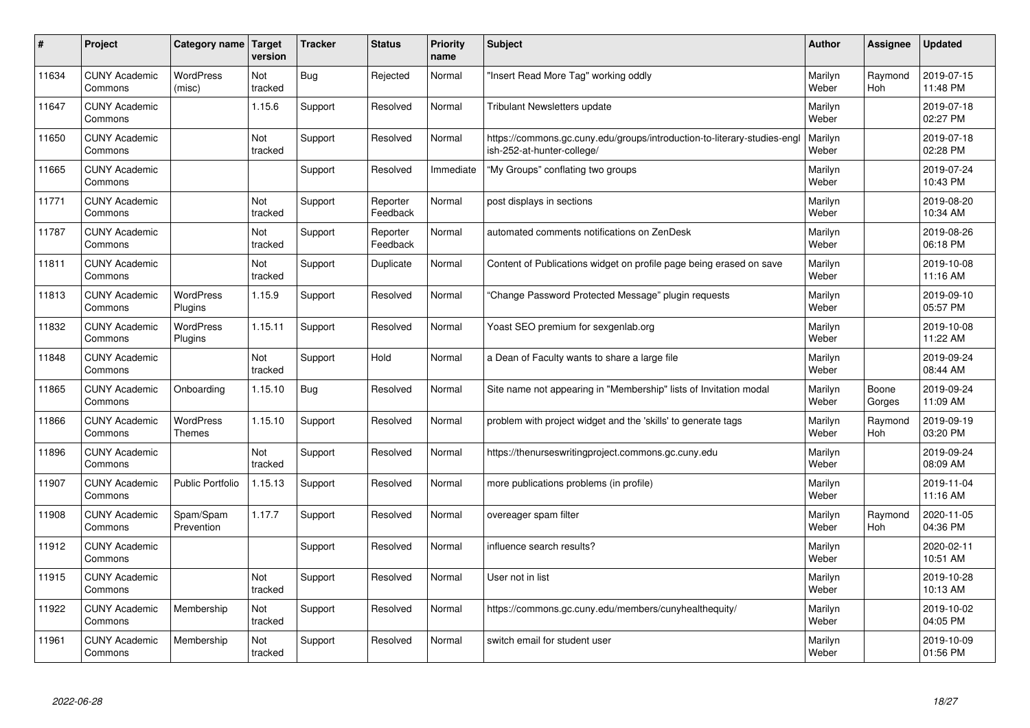| # | Project | Category name | Target version | Tracker | Status | Priority name | Subject | Author | Assignee | Updated |
|---|---|---|---|---|---|---|---|---|---|---|
| 11634 | CUNY Academic Commons | WordPress (misc) | Not tracked | Bug | Rejected | Normal | "Insert Read More Tag" working oddly | Marilyn Weber | Raymond Hoh | 2019-07-15 11:48 PM |
| 11647 | CUNY Academic Commons | | 1.15.6 | Support | Resolved | Normal | Tribulant Newsletters update | Marilyn Weber | | 2019-07-18 02:27 PM |
| 11650 | CUNY Academic Commons | | Not tracked | Support | Resolved | Normal | https://commons.gc.cuny.edu/groups/introduction-to-literary-studies-english-252-at-hunter-college/ | Marilyn Weber | | 2019-07-18 02:28 PM |
| 11665 | CUNY Academic Commons | | | Support | Resolved | Immediate | "My Groups" conflating two groups | Marilyn Weber | | 2019-07-24 10:43 PM |
| 11771 | CUNY Academic Commons | | Not tracked | Support | Reporter Feedback | Normal | post displays in sections | Marilyn Weber | | 2019-08-20 10:34 AM |
| 11787 | CUNY Academic Commons | | Not tracked | Support | Reporter Feedback | Normal | automated comments notifications on ZenDesk | Marilyn Weber | | 2019-08-26 06:18 PM |
| 11811 | CUNY Academic Commons | | Not tracked | Support | Duplicate | Normal | Content of Publications widget on profile page being erased on save | Marilyn Weber | | 2019-10-08 11:16 AM |
| 11813 | CUNY Academic Commons | WordPress Plugins | 1.15.9 | Support | Resolved | Normal | "Change Password Protected Message" plugin requests | Marilyn Weber | | 2019-09-10 05:57 PM |
| 11832 | CUNY Academic Commons | WordPress Plugins | 1.15.11 | Support | Resolved | Normal | Yoast SEO premium for sexgenlab.org | Marilyn Weber | | 2019-10-08 11:22 AM |
| 11848 | CUNY Academic Commons | | Not tracked | Support | Hold | Normal | a Dean of Faculty wants to share a large file | Marilyn Weber | | 2019-09-24 08:44 AM |
| 11865 | CUNY Academic Commons | Onboarding | 1.15.10 | Bug | Resolved | Normal | Site name not appearing in "Membership" lists of Invitation modal | Marilyn Weber | Boone Gorges | 2019-09-24 11:09 AM |
| 11866 | CUNY Academic Commons | WordPress Themes | 1.15.10 | Support | Resolved | Normal | problem with project widget and the 'skills' to generate tags | Marilyn Weber | Raymond Hoh | 2019-09-19 03:20 PM |
| 11896 | CUNY Academic Commons | | Not tracked | Support | Resolved | Normal | https://thenurseswritingproject.commons.gc.cuny.edu | Marilyn Weber | | 2019-09-24 08:09 AM |
| 11907 | CUNY Academic Commons | Public Portfolio | 1.15.13 | Support | Resolved | Normal | more publications problems (in profile) | Marilyn Weber | | 2019-11-04 11:16 AM |
| 11908 | CUNY Academic Commons | Spam/Spam Prevention | 1.17.7 | Support | Resolved | Normal | overeager spam filter | Marilyn Weber | Raymond Hoh | 2020-11-05 04:36 PM |
| 11912 | CUNY Academic Commons | | | Support | Resolved | Normal | influence search results? | Marilyn Weber | | 2020-02-11 10:51 AM |
| 11915 | CUNY Academic Commons | | Not tracked | Support | Resolved | Normal | User not in list | Marilyn Weber | | 2019-10-28 10:13 AM |
| 11922 | CUNY Academic Commons | Membership | Not tracked | Support | Resolved | Normal | https://commons.gc.cuny.edu/members/cunyhealthequity/ | Marilyn Weber | | 2019-10-02 04:05 PM |
| 11961 | CUNY Academic Commons | Membership | Not tracked | Support | Resolved | Normal | switch email for student user | Marilyn Weber | | 2019-10-09 01:56 PM |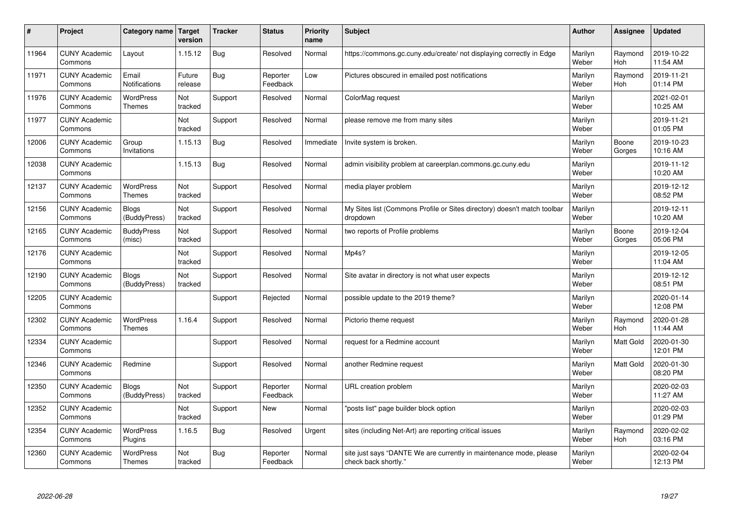| # | Project | Category name | Target version | Tracker | Status | Priority name | Subject | Author | Assignee | Updated |
|---|---|---|---|---|---|---|---|---|---|---|
| 11964 | CUNY Academic Commons | Layout | 1.15.12 | Bug | Resolved | Normal | https://commons.gc.cuny.edu/create/ not displaying correctly in Edge | Marilyn Weber | Raymond Hoh | 2019-10-22 11:54 AM |
| 11971 | CUNY Academic Commons | Email Notifications | Future release | Bug | Reporter Feedback | Low | Pictures obscured in emailed post notifications | Marilyn Weber | Raymond Hoh | 2019-11-21 01:14 PM |
| 11976 | CUNY Academic Commons | WordPress Themes | Not tracked | Support | Resolved | Normal | ColorMag request | Marilyn Weber | | 2021-02-01 10:25 AM |
| 11977 | CUNY Academic Commons | | Not tracked | Support | Resolved | Normal | please remove me from many sites | Marilyn Weber | | 2019-11-21 01:05 PM |
| 12006 | CUNY Academic Commons | Group Invitations | 1.15.13 | Bug | Resolved | Immediate | Invite system is broken. | Marilyn Weber | Boone Gorges | 2019-10-23 10:16 AM |
| 12038 | CUNY Academic Commons | | 1.15.13 | Bug | Resolved | Normal | admin visibility problem at careerplan.commons.gc.cuny.edu | Marilyn Weber | | 2019-11-12 10:20 AM |
| 12137 | CUNY Academic Commons | WordPress Themes | Not tracked | Support | Resolved | Normal | media player problem | Marilyn Weber | | 2019-12-12 08:52 PM |
| 12156 | CUNY Academic Commons | Blogs (BuddyPress) | Not tracked | Support | Resolved | Normal | My Sites list (Commons Profile or Sites directory) doesn't match toolbar dropdown | Marilyn Weber | | 2019-12-11 10:20 AM |
| 12165 | CUNY Academic Commons | BuddyPress (misc) | Not tracked | Support | Resolved | Normal | two reports of Profile problems | Marilyn Weber | Boone Gorges | 2019-12-04 05:06 PM |
| 12176 | CUNY Academic Commons | | Not tracked | Support | Resolved | Normal | Mp4s? | Marilyn Weber | | 2019-12-05 11:04 AM |
| 12190 | CUNY Academic Commons | Blogs (BuddyPress) | Not tracked | Support | Resolved | Normal | Site avatar in directory is not what user expects | Marilyn Weber | | 2019-12-12 08:51 PM |
| 12205 | CUNY Academic Commons | | | Support | Rejected | Normal | possible update to the 2019 theme? | Marilyn Weber | | 2020-01-14 12:08 PM |
| 12302 | CUNY Academic Commons | WordPress Themes | 1.16.4 | Support | Resolved | Normal | Pictorio theme request | Marilyn Weber | Raymond Hoh | 2020-01-28 11:44 AM |
| 12334 | CUNY Academic Commons | | | Support | Resolved | Normal | request for a Redmine account | Marilyn Weber | Matt Gold | 2020-01-30 12:01 PM |
| 12346 | CUNY Academic Commons | Redmine | | Support | Resolved | Normal | another Redmine request | Marilyn Weber | Matt Gold | 2020-01-30 08:20 PM |
| 12350 | CUNY Academic Commons | Blogs (BuddyPress) | Not tracked | Support | Reporter Feedback | Normal | URL creation problem | Marilyn Weber | | 2020-02-03 11:27 AM |
| 12352 | CUNY Academic Commons | | Not tracked | Support | New | Normal | "posts list" page builder block option | Marilyn Weber | | 2020-02-03 01:29 PM |
| 12354 | CUNY Academic Commons | WordPress Plugins | 1.16.5 | Bug | Resolved | Urgent | sites (including Net-Art) are reporting critical issues | Marilyn Weber | Raymond Hoh | 2020-02-02 03:16 PM |
| 12360 | CUNY Academic Commons | WordPress Themes | Not tracked | Bug | Reporter Feedback | Normal | site just says "DANTE We are currently in maintenance mode, please check back shortly." | Marilyn Weber | | 2020-02-04 12:13 PM |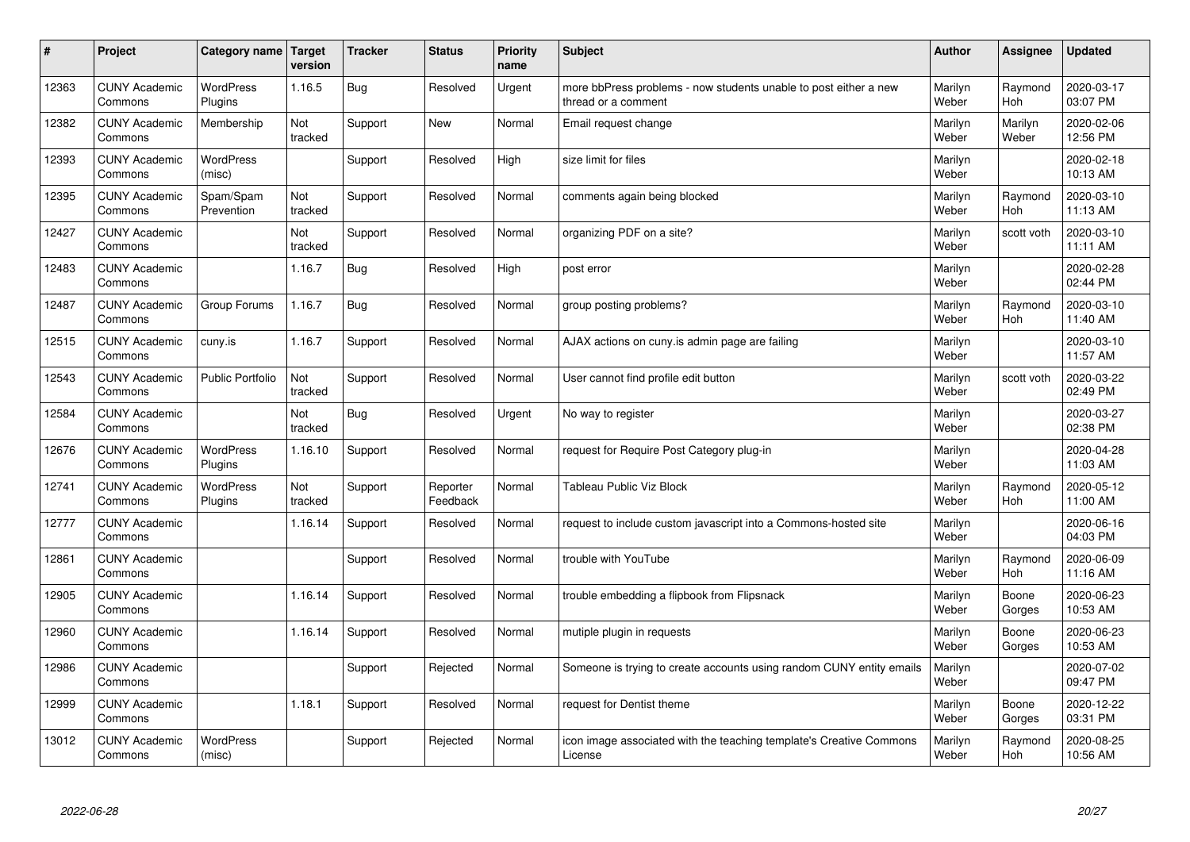| # | Project | Category name | Target version | Tracker | Status | Priority name | Subject | Author | Assignee | Updated |
|---|---|---|---|---|---|---|---|---|---|---|
| 12363 | CUNY Academic Commons | WordPress Plugins | 1.16.5 | Bug | Resolved | Urgent | more bbPress problems - now students unable to post either a new thread or a comment | Marilyn Weber | Raymond Hoh | 2020-03-17 03:07 PM |
| 12382 | CUNY Academic Commons | Membership | Not tracked | Support | New | Normal | Email request change | Marilyn Weber | Marilyn Weber | 2020-02-06 12:56 PM |
| 12393 | CUNY Academic Commons | WordPress (misc) | | Support | Resolved | High | size limit for files | Marilyn Weber | | 2020-02-18 10:13 AM |
| 12395 | CUNY Academic Commons | Spam/Spam Prevention | Not tracked | Support | Resolved | Normal | comments again being blocked | Marilyn Weber | Raymond Hoh | 2020-03-10 11:13 AM |
| 12427 | CUNY Academic Commons | | Not tracked | Support | Resolved | Normal | organizing PDF on a site? | Marilyn Weber | scott voth | 2020-03-10 11:11 AM |
| 12483 | CUNY Academic Commons | | 1.16.7 | Bug | Resolved | High | post error | Marilyn Weber | | 2020-02-28 02:44 PM |
| 12487 | CUNY Academic Commons | Group Forums | 1.16.7 | Bug | Resolved | Normal | group posting problems? | Marilyn Weber | Raymond Hoh | 2020-03-10 11:40 AM |
| 12515 | CUNY Academic Commons | cuny.is | 1.16.7 | Support | Resolved | Normal | AJAX actions on cuny.is admin page are failing | Marilyn Weber | | 2020-03-10 11:57 AM |
| 12543 | CUNY Academic Commons | Public Portfolio | Not tracked | Support | Resolved | Normal | User cannot find profile edit button | Marilyn Weber | scott voth | 2020-03-22 02:49 PM |
| 12584 | CUNY Academic Commons | | Not tracked | Bug | Resolved | Urgent | No way to register | Marilyn Weber | | 2020-03-27 02:38 PM |
| 12676 | CUNY Academic Commons | WordPress Plugins | 1.16.10 | Support | Resolved | Normal | request for Require Post Category plug-in | Marilyn Weber | | 2020-04-28 11:03 AM |
| 12741 | CUNY Academic Commons | WordPress Plugins | Not tracked | Support | Reporter Feedback | Normal | Tableau Public Viz Block | Marilyn Weber | Raymond Hoh | 2020-05-12 11:00 AM |
| 12777 | CUNY Academic Commons | | 1.16.14 | Support | Resolved | Normal | request to include custom javascript into a Commons-hosted site | Marilyn Weber | | 2020-06-16 04:03 PM |
| 12861 | CUNY Academic Commons | | | Support | Resolved | Normal | trouble with YouTube | Marilyn Weber | Raymond Hoh | 2020-06-09 11:16 AM |
| 12905 | CUNY Academic Commons | | 1.16.14 | Support | Resolved | Normal | trouble embedding a flipbook from Flipsnack | Marilyn Weber | Boone Gorges | 2020-06-23 10:53 AM |
| 12960 | CUNY Academic Commons | | 1.16.14 | Support | Resolved | Normal | mutiple plugin in requests | Marilyn Weber | Boone Gorges | 2020-06-23 10:53 AM |
| 12986 | CUNY Academic Commons | | | Support | Rejected | Normal | Someone is trying to create accounts using random CUNY entity emails | Marilyn Weber | | 2020-07-02 09:47 PM |
| 12999 | CUNY Academic Commons | | 1.18.1 | Support | Resolved | Normal | request for Dentist theme | Marilyn Weber | Boone Gorges | 2020-12-22 03:31 PM |
| 13012 | CUNY Academic Commons | WordPress (misc) | | Support | Rejected | Normal | icon image associated with the teaching template's Creative Commons License | Marilyn Weber | Raymond Hoh | 2020-08-25 10:56 AM |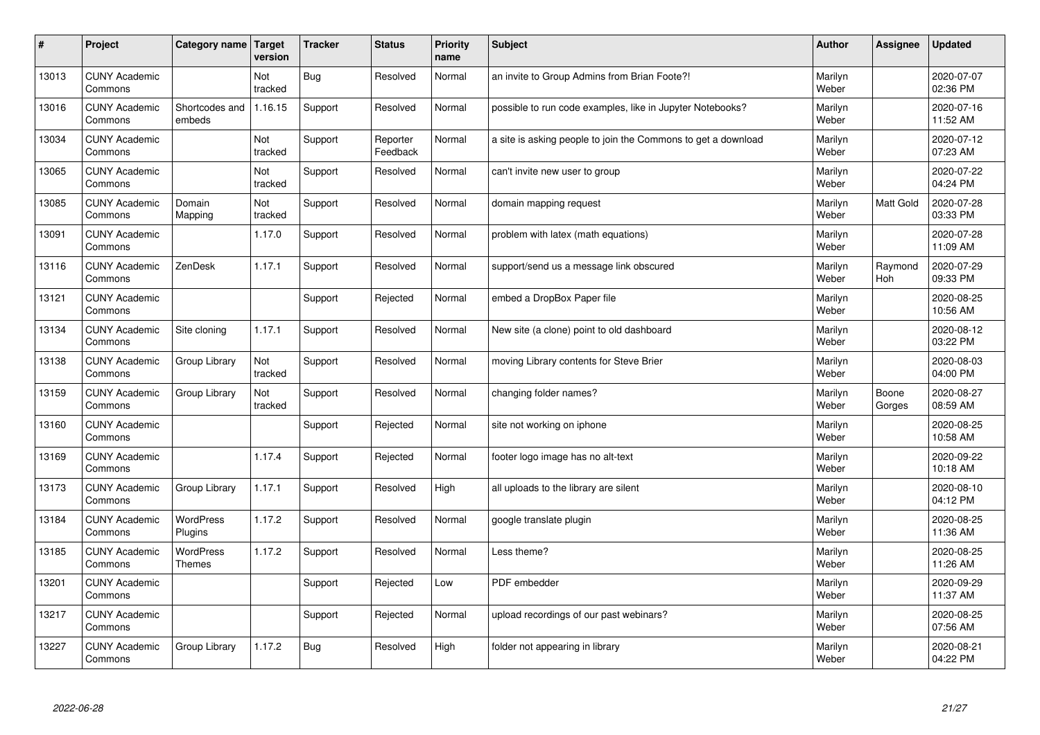| # | Project | Category name | Target version | Tracker | Status | Priority name | Subject | Author | Assignee | Updated |
|---|---|---|---|---|---|---|---|---|---|---|
| 13013 | CUNY Academic Commons | | Not tracked | Bug | Resolved | Normal | an invite to Group Admins from Brian Foote?! | Marilyn Weber | | 2020-07-07 02:36 PM |
| 13016 | CUNY Academic Commons | Shortcodes and embeds | 1.16.15 | Support | Resolved | Normal | possible to run code examples, like in Jupyter Notebooks? | Marilyn Weber | | 2020-07-16 11:52 AM |
| 13034 | CUNY Academic Commons | | Not tracked | Support | Reporter Feedback | Normal | a site is asking people to join the Commons to get a download | Marilyn Weber | | 2020-07-12 07:23 AM |
| 13065 | CUNY Academic Commons | | Not tracked | Support | Resolved | Normal | can't invite new user to group | Marilyn Weber | | 2020-07-22 04:24 PM |
| 13085 | CUNY Academic Commons | Domain Mapping | Not tracked | Support | Resolved | Normal | domain mapping request | Marilyn Weber | Matt Gold | 2020-07-28 03:33 PM |
| 13091 | CUNY Academic Commons | | 1.17.0 | Support | Resolved | Normal | problem with latex (math equations) | Marilyn Weber | | 2020-07-28 11:09 AM |
| 13116 | CUNY Academic Commons | ZenDesk | 1.17.1 | Support | Resolved | Normal | support/send us a message link obscured | Marilyn Weber | Raymond Hoh | 2020-07-29 09:33 PM |
| 13121 | CUNY Academic Commons | | | Support | Rejected | Normal | embed a DropBox Paper file | Marilyn Weber | | 2020-08-25 10:56 AM |
| 13134 | CUNY Academic Commons | Site cloning | 1.17.1 | Support | Resolved | Normal | New site (a clone) point to old dashboard | Marilyn Weber | | 2020-08-12 03:22 PM |
| 13138 | CUNY Academic Commons | Group Library | Not tracked | Support | Resolved | Normal | moving Library contents for Steve Brier | Marilyn Weber | | 2020-08-03 04:00 PM |
| 13159 | CUNY Academic Commons | Group Library | Not tracked | Support | Resolved | Normal | changing folder names? | Marilyn Weber | Boone Gorges | 2020-08-27 08:59 AM |
| 13160 | CUNY Academic Commons | | | Support | Rejected | Normal | site not working on iphone | Marilyn Weber | | 2020-08-25 10:58 AM |
| 13169 | CUNY Academic Commons | | 1.17.4 | Support | Rejected | Normal | footer logo image has no alt-text | Marilyn Weber | | 2020-09-22 10:18 AM |
| 13173 | CUNY Academic Commons | Group Library | 1.17.1 | Support | Resolved | High | all uploads to the library are silent | Marilyn Weber | | 2020-08-10 04:12 PM |
| 13184 | CUNY Academic Commons | WordPress Plugins | 1.17.2 | Support | Resolved | Normal | google translate plugin | Marilyn Weber | | 2020-08-25 11:36 AM |
| 13185 | CUNY Academic Commons | WordPress Themes | 1.17.2 | Support | Resolved | Normal | Less theme? | Marilyn Weber | | 2020-08-25 11:26 AM |
| 13201 | CUNY Academic Commons | | | Support | Rejected | Low | PDF embedder | Marilyn Weber | | 2020-09-29 11:37 AM |
| 13217 | CUNY Academic Commons | | | Support | Rejected | Normal | upload recordings of our past webinars? | Marilyn Weber | | 2020-08-25 07:56 AM |
| 13227 | CUNY Academic Commons | Group Library | 1.17.2 | Bug | Resolved | High | folder not appearing in library | Marilyn Weber | | 2020-08-21 04:22 PM |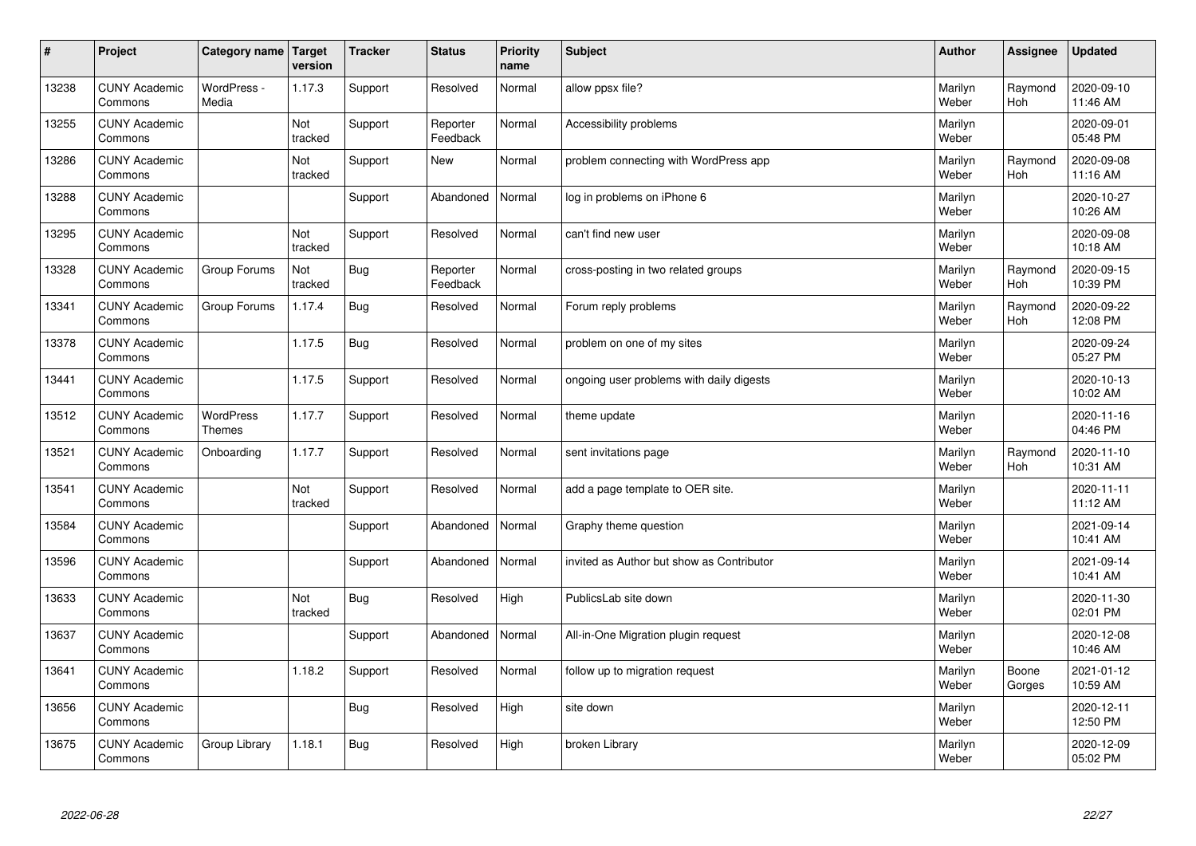| # | Project | Category name | Target version | Tracker | Status | Priority name | Subject | Author | Assignee | Updated |
|---|---|---|---|---|---|---|---|---|---|---|
| 13238 | CUNY Academic Commons | WordPress - Media | 1.17.3 | Support | Resolved | Normal | allow ppsx file? | Marilyn Weber | Raymond Hoh | 2020-09-10 11:46 AM |
| 13255 | CUNY Academic Commons | | Not tracked | Support | Reporter Feedback | Normal | Accessibility problems | Marilyn Weber | | 2020-09-01 05:48 PM |
| 13286 | CUNY Academic Commons | | Not tracked | Support | New | Normal | problem connecting with WordPress app | Marilyn Weber | Raymond Hoh | 2020-09-08 11:16 AM |
| 13288 | CUNY Academic Commons | | | Support | Abandoned | Normal | log in problems on iPhone 6 | Marilyn Weber | | 2020-10-27 10:26 AM |
| 13295 | CUNY Academic Commons | | Not tracked | Support | Resolved | Normal | can't find new user | Marilyn Weber | | 2020-09-08 10:18 AM |
| 13328 | CUNY Academic Commons | Group Forums | Not tracked | Bug | Reporter Feedback | Normal | cross-posting in two related groups | Marilyn Weber | Raymond Hoh | 2020-09-15 10:39 PM |
| 13341 | CUNY Academic Commons | Group Forums | 1.17.4 | Bug | Resolved | Normal | Forum reply problems | Marilyn Weber | Raymond Hoh | 2020-09-22 12:08 PM |
| 13378 | CUNY Academic Commons | | 1.17.5 | Bug | Resolved | Normal | problem on one of my sites | Marilyn Weber | | 2020-09-24 05:27 PM |
| 13441 | CUNY Academic Commons | | 1.17.5 | Support | Resolved | Normal | ongoing user problems with daily digests | Marilyn Weber | | 2020-10-13 10:02 AM |
| 13512 | CUNY Academic Commons | WordPress Themes | 1.17.7 | Support | Resolved | Normal | theme update | Marilyn Weber | | 2020-11-16 04:46 PM |
| 13521 | CUNY Academic Commons | Onboarding | 1.17.7 | Support | Resolved | Normal | sent invitations page | Marilyn Weber | Raymond Hoh | 2020-11-10 10:31 AM |
| 13541 | CUNY Academic Commons | | Not tracked | Support | Resolved | Normal | add a page template to OER site. | Marilyn Weber | | 2020-11-11 11:12 AM |
| 13584 | CUNY Academic Commons | | | Support | Abandoned | Normal | Graphy theme question | Marilyn Weber | | 2021-09-14 10:41 AM |
| 13596 | CUNY Academic Commons | | | Support | Abandoned | Normal | invited as Author but show as Contributor | Marilyn Weber | | 2021-09-14 10:41 AM |
| 13633 | CUNY Academic Commons | | Not tracked | Bug | Resolved | High | PublicsLab site down | Marilyn Weber | | 2020-11-30 02:01 PM |
| 13637 | CUNY Academic Commons | | | Support | Abandoned | Normal | All-in-One Migration plugin request | Marilyn Weber | | 2020-12-08 10:46 AM |
| 13641 | CUNY Academic Commons | | 1.18.2 | Support | Resolved | Normal | follow up to migration request | Marilyn Weber | Boone Gorges | 2021-01-12 10:59 AM |
| 13656 | CUNY Academic Commons | | | Bug | Resolved | High | site down | Marilyn Weber | | 2020-12-11 12:50 PM |
| 13675 | CUNY Academic Commons | Group Library | 1.18.1 | Bug | Resolved | High | broken Library | Marilyn Weber | | 2020-12-09 05:02 PM |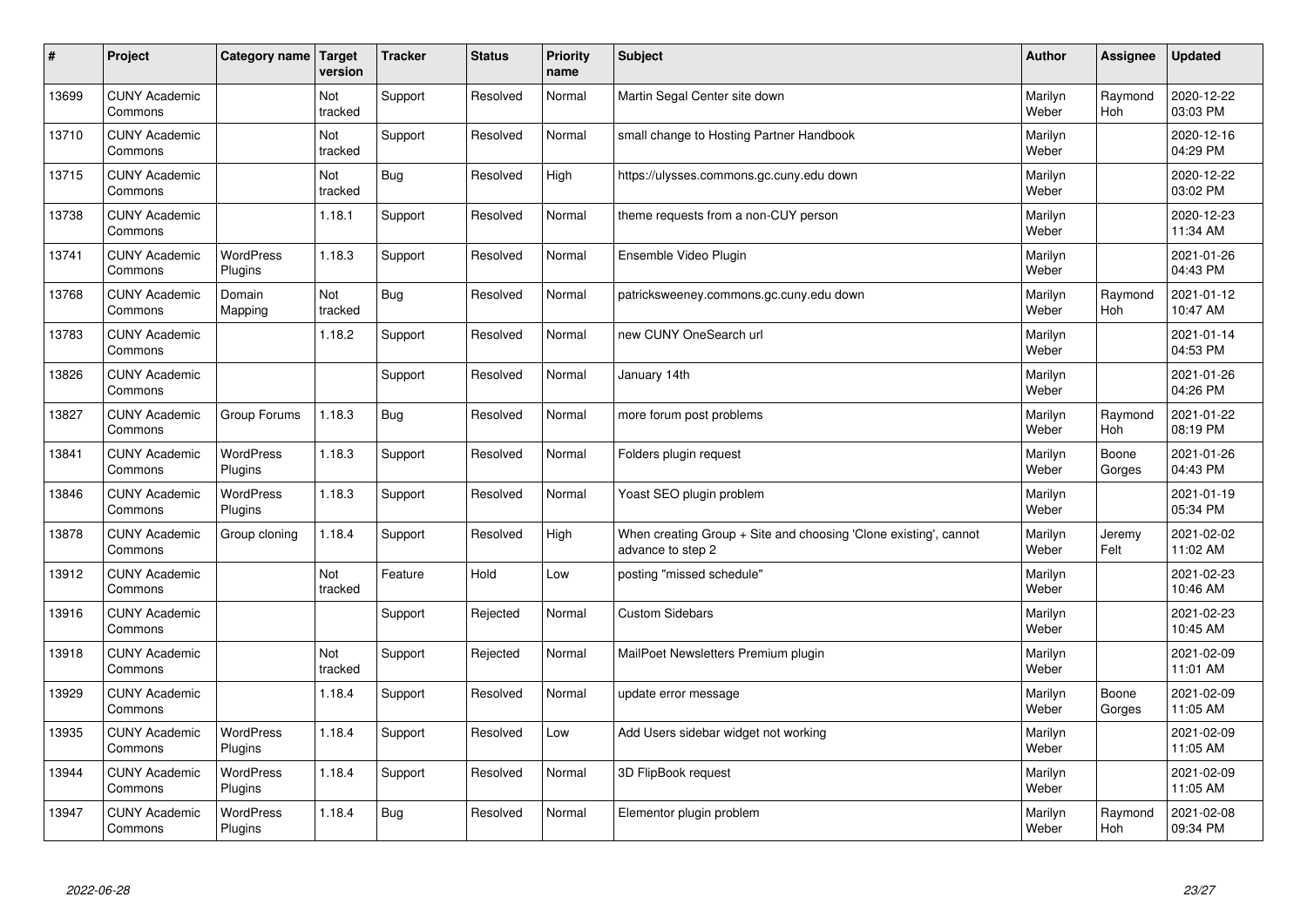| # | Project | Category name | Target version | Tracker | Status | Priority name | Subject | Author | Assignee | Updated |
|---|---|---|---|---|---|---|---|---|---|---|
| 13699 | CUNY Academic Commons | | Not tracked | Support | Resolved | Normal | Martin Segal Center site down | Marilyn Weber | Raymond Hoh | 2020-12-22 03:03 PM |
| 13710 | CUNY Academic Commons | | Not tracked | Support | Resolved | Normal | small change to Hosting Partner Handbook | Marilyn Weber | | 2020-12-16 04:29 PM |
| 13715 | CUNY Academic Commons | | Not tracked | Bug | Resolved | High | https://ulysses.commons.gc.cuny.edu down | Marilyn Weber | | 2020-12-22 03:02 PM |
| 13738 | CUNY Academic Commons | | 1.18.1 | Support | Resolved | Normal | theme requests from a non-CUY person | Marilyn Weber | | 2020-12-23 11:34 AM |
| 13741 | CUNY Academic Commons | WordPress Plugins | 1.18.3 | Support | Resolved | Normal | Ensemble Video Plugin | Marilyn Weber | | 2021-01-26 04:43 PM |
| 13768 | CUNY Academic Commons | Domain Mapping | Not tracked | Bug | Resolved | Normal | patricksweeney.commons.gc.cuny.edu down | Marilyn Weber | Raymond Hoh | 2021-01-12 10:47 AM |
| 13783 | CUNY Academic Commons | | 1.18.2 | Support | Resolved | Normal | new CUNY OneSearch url | Marilyn Weber | | 2021-01-14 04:53 PM |
| 13826 | CUNY Academic Commons | | | Support | Resolved | Normal | January 14th | Marilyn Weber | | 2021-01-26 04:26 PM |
| 13827 | CUNY Academic Commons | Group Forums | 1.18.3 | Bug | Resolved | Normal | more forum post problems | Marilyn Weber | Raymond Hoh | 2021-01-22 08:19 PM |
| 13841 | CUNY Academic Commons | WordPress Plugins | 1.18.3 | Support | Resolved | Normal | Folders plugin request | Marilyn Weber | Boone Gorges | 2021-01-26 04:43 PM |
| 13846 | CUNY Academic Commons | WordPress Plugins | 1.18.3 | Support | Resolved | Normal | Yoast SEO plugin problem | Marilyn Weber | | 2021-01-19 05:34 PM |
| 13878 | CUNY Academic Commons | Group cloning | 1.18.4 | Support | Resolved | High | When creating Group + Site and choosing 'Clone existing', cannot advance to step 2 | Marilyn Weber | Jeremy Felt | 2021-02-02 11:02 AM |
| 13912 | CUNY Academic Commons | | Not tracked | Feature | Hold | Low | posting "missed schedule" | Marilyn Weber | | 2021-02-23 10:46 AM |
| 13916 | CUNY Academic Commons | | | Support | Rejected | Normal | Custom Sidebars | Marilyn Weber | | 2021-02-23 10:45 AM |
| 13918 | CUNY Academic Commons | | Not tracked | Support | Rejected | Normal | MailPoet Newsletters Premium plugin | Marilyn Weber | | 2021-02-09 11:01 AM |
| 13929 | CUNY Academic Commons | | 1.18.4 | Support | Resolved | Normal | update error message | Marilyn Weber | Boone Gorges | 2021-02-09 11:05 AM |
| 13935 | CUNY Academic Commons | WordPress Plugins | 1.18.4 | Support | Resolved | Low | Add Users sidebar widget not working | Marilyn Weber | | 2021-02-09 11:05 AM |
| 13944 | CUNY Academic Commons | WordPress Plugins | 1.18.4 | Support | Resolved | Normal | 3D FlipBook request | Marilyn Weber | | 2021-02-09 11:05 AM |
| 13947 | CUNY Academic Commons | WordPress Plugins | 1.18.4 | Bug | Resolved | Normal | Elementor plugin problem | Marilyn Weber | Raymond Hoh | 2021-02-08 09:34 PM |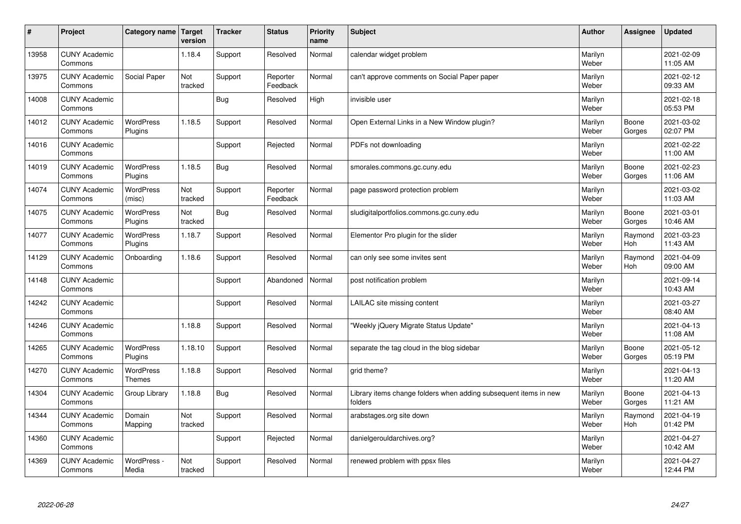| # | Project | Category name | Target version | Tracker | Status | Priority name | Subject | Author | Assignee | Updated |
|---|---|---|---|---|---|---|---|---|---|---|
| 13958 | CUNY Academic Commons | | 1.18.4 | Support | Resolved | Normal | calendar widget problem | Marilyn Weber | | 2021-02-09 11:05 AM |
| 13975 | CUNY Academic Commons | Social Paper | Not tracked | Support | Reporter Feedback | Normal | can't approve comments on Social Paper paper | Marilyn Weber | | 2021-02-12 09:33 AM |
| 14008 | CUNY Academic Commons | | | Bug | Resolved | High | invisible user | Marilyn Weber | | 2021-02-18 05:53 PM |
| 14012 | CUNY Academic Commons | WordPress Plugins | 1.18.5 | Support | Resolved | Normal | Open External Links in a New Window plugin? | Marilyn Weber | Boone Gorges | 2021-03-02 02:07 PM |
| 14016 | CUNY Academic Commons | | | Support | Rejected | Normal | PDFs not downloading | Marilyn Weber | | 2021-02-22 11:00 AM |
| 14019 | CUNY Academic Commons | WordPress Plugins | 1.18.5 | Bug | Resolved | Normal | smorales.commons.gc.cuny.edu | Marilyn Weber | Boone Gorges | 2021-02-23 11:06 AM |
| 14074 | CUNY Academic Commons | WordPress (misc) | Not tracked | Support | Reporter Feedback | Normal | page password protection problem | Marilyn Weber | | 2021-03-02 11:03 AM |
| 14075 | CUNY Academic Commons | WordPress Plugins | Not tracked | Bug | Resolved | Normal | sludigitalportfolios.commons.gc.cuny.edu | Marilyn Weber | Boone Gorges | 2021-03-01 10:46 AM |
| 14077 | CUNY Academic Commons | WordPress Plugins | 1.18.7 | Support | Resolved | Normal | Elementor Pro plugin for the slider | Marilyn Weber | Raymond Hoh | 2021-03-23 11:43 AM |
| 14129 | CUNY Academic Commons | Onboarding | 1.18.6 | Support | Resolved | Normal | can only see some invites sent | Marilyn Weber | Raymond Hoh | 2021-04-09 09:00 AM |
| 14148 | CUNY Academic Commons | | | Support | Abandoned | Normal | post notification problem | Marilyn Weber | | 2021-09-14 10:43 AM |
| 14242 | CUNY Academic Commons | | | Support | Resolved | Normal | LAILAC site missing content | Marilyn Weber | | 2021-03-27 08:40 AM |
| 14246 | CUNY Academic Commons | | 1.18.8 | Support | Resolved | Normal | "Weekly jQuery Migrate Status Update" | Marilyn Weber | | 2021-04-13 11:08 AM |
| 14265 | CUNY Academic Commons | WordPress Plugins | 1.18.10 | Support | Resolved | Normal | separate the tag cloud in the blog sidebar | Marilyn Weber | Boone Gorges | 2021-05-12 05:19 PM |
| 14270 | CUNY Academic Commons | WordPress Themes | 1.18.8 | Support | Resolved | Normal | grid theme? | Marilyn Weber | | 2021-04-13 11:20 AM |
| 14304 | CUNY Academic Commons | Group Library | 1.18.8 | Bug | Resolved | Normal | Library items change folders when adding subsequent items in new folders | Marilyn Weber | Boone Gorges | 2021-04-13 11:21 AM |
| 14344 | CUNY Academic Commons | Domain Mapping | Not tracked | Support | Resolved | Normal | arabstages.org site down | Marilyn Weber | Raymond Hoh | 2021-04-19 01:42 PM |
| 14360 | CUNY Academic Commons | | | Support | Rejected | Normal | danielgerouldarchives.org? | Marilyn Weber | | 2021-04-27 10:42 AM |
| 14369 | CUNY Academic Commons | WordPress - Media | Not tracked | Support | Resolved | Normal | renewed problem with ppsx files | Marilyn Weber | | 2021-04-27 12:44 PM |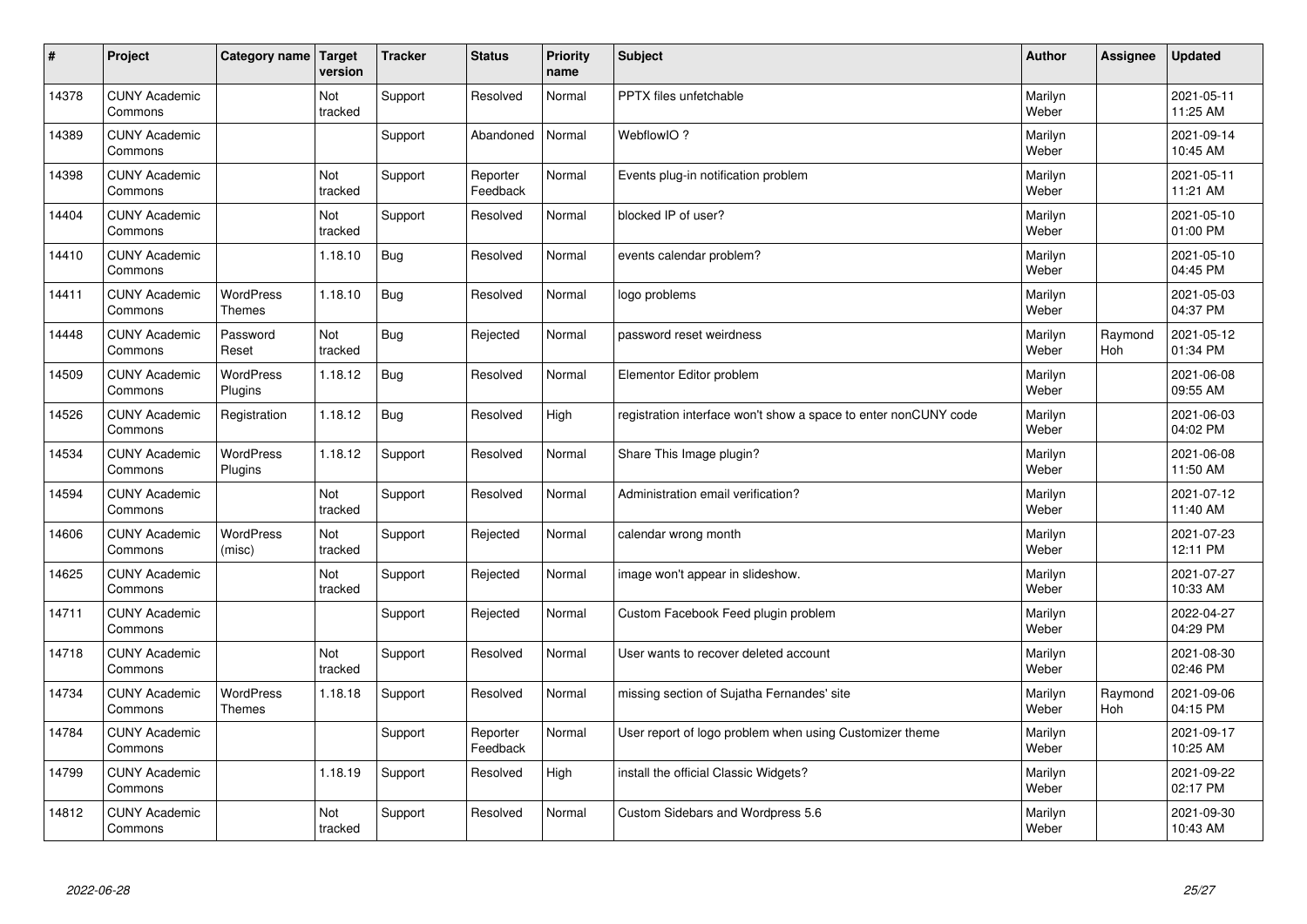| # | Project | Category name | Target version | Tracker | Status | Priority name | Subject | Author | Assignee | Updated |
|---|---|---|---|---|---|---|---|---|---|---|
| 14378 | CUNY Academic Commons | | Not tracked | Support | Resolved | Normal | PPTX files unfetchable | Marilyn Weber | | 2021-05-11 11:25 AM |
| 14389 | CUNY Academic Commons | | | Support | Abandoned | Normal | WebflowIO ? | Marilyn Weber | | 2021-09-14 10:45 AM |
| 14398 | CUNY Academic Commons | | Not tracked | Support | Reporter Feedback | Normal | Events plug-in notification problem | Marilyn Weber | | 2021-05-11 11:21 AM |
| 14404 | CUNY Academic Commons | | Not tracked | Support | Resolved | Normal | blocked IP of user? | Marilyn Weber | | 2021-05-10 01:00 PM |
| 14410 | CUNY Academic Commons | | 1.18.10 | Bug | Resolved | Normal | events calendar problem? | Marilyn Weber | | 2021-05-10 04:45 PM |
| 14411 | CUNY Academic Commons | WordPress Themes | 1.18.10 | Bug | Resolved | Normal | logo problems | Marilyn Weber | | 2021-05-03 04:37 PM |
| 14448 | CUNY Academic Commons | Password Reset | Not tracked | Bug | Rejected | Normal | password reset weirdness | Marilyn Weber | Raymond Hoh | 2021-05-12 01:34 PM |
| 14509 | CUNY Academic Commons | WordPress Plugins | 1.18.12 | Bug | Resolved | Normal | Elementor Editor problem | Marilyn Weber | | 2021-06-08 09:55 AM |
| 14526 | CUNY Academic Commons | Registration | 1.18.12 | Bug | Resolved | High | registration interface won't show a space to enter nonCUNY code | Marilyn Weber | | 2021-06-03 04:02 PM |
| 14534 | CUNY Academic Commons | WordPress Plugins | 1.18.12 | Support | Resolved | Normal | Share This Image plugin? | Marilyn Weber | | 2021-06-08 11:50 AM |
| 14594 | CUNY Academic Commons | | Not tracked | Support | Resolved | Normal | Administration email verification? | Marilyn Weber | | 2021-07-12 11:40 AM |
| 14606 | CUNY Academic Commons | WordPress (misc) | Not tracked | Support | Rejected | Normal | calendar wrong month | Marilyn Weber | | 2021-07-23 12:11 PM |
| 14625 | CUNY Academic Commons | | Not tracked | Support | Rejected | Normal | image won't appear in slideshow. | Marilyn Weber | | 2021-07-27 10:33 AM |
| 14711 | CUNY Academic Commons | | | Support | Rejected | Normal | Custom Facebook Feed plugin problem | Marilyn Weber | | 2022-04-27 04:29 PM |
| 14718 | CUNY Academic Commons | | Not tracked | Support | Resolved | Normal | User wants to recover deleted account | Marilyn Weber | | 2021-08-30 02:46 PM |
| 14734 | CUNY Academic Commons | WordPress Themes | 1.18.18 | Support | Resolved | Normal | missing section of Sujatha Fernandes' site | Marilyn Weber | Raymond Hoh | 2021-09-06 04:15 PM |
| 14784 | CUNY Academic Commons | | | Support | Reporter Feedback | Normal | User report of logo problem when using Customizer theme | Marilyn Weber | | 2021-09-17 10:25 AM |
| 14799 | CUNY Academic Commons | | 1.18.19 | Support | Resolved | High | install the official Classic Widgets? | Marilyn Weber | | 2021-09-22 02:17 PM |
| 14812 | CUNY Academic Commons | | Not tracked | Support | Resolved | Normal | Custom Sidebars and Wordpress 5.6 | Marilyn Weber | | 2021-09-30 10:43 AM |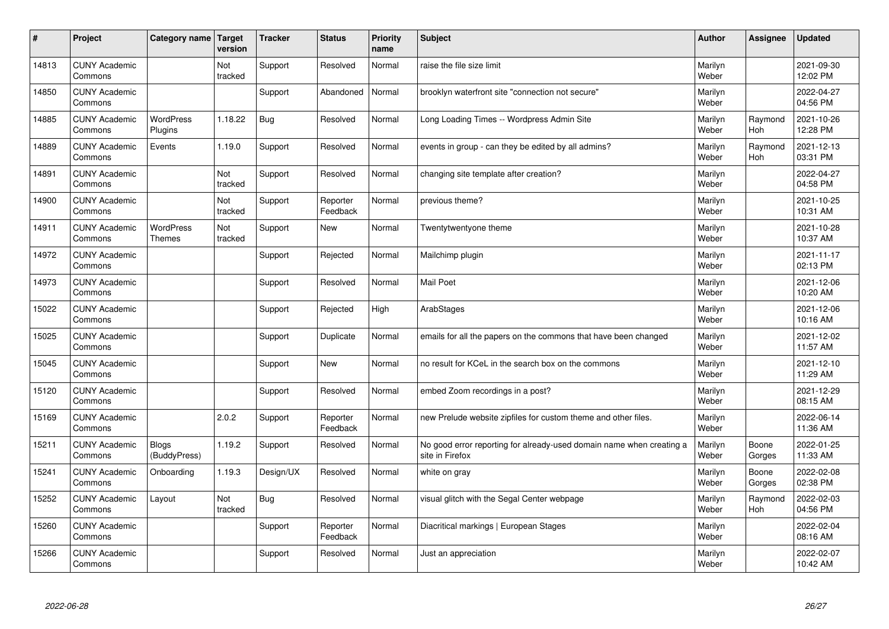| # | Project | Category name | Target version | Tracker | Status | Priority name | Subject | Author | Assignee | Updated |
|---|---|---|---|---|---|---|---|---|---|---|
| 14813 | CUNY Academic Commons | | Not tracked | Support | Resolved | Normal | raise the file size limit | Marilyn Weber | | 2021-09-30 12:02 PM |
| 14850 | CUNY Academic Commons | | | Support | Abandoned | Normal | brooklyn waterfront site "connection not secure" | Marilyn Weber | | 2022-04-27 04:56 PM |
| 14885 | CUNY Academic Commons | WordPress Plugins | 1.18.22 | Bug | Resolved | Normal | Long Loading Times -- Wordpress Admin Site | Marilyn Weber | Raymond Hoh | 2021-10-26 12:28 PM |
| 14889 | CUNY Academic Commons | Events | 1.19.0 | Support | Resolved | Normal | events in group - can they be edited by all admins? | Marilyn Weber | Raymond Hoh | 2021-12-13 03:31 PM |
| 14891 | CUNY Academic Commons | | Not tracked | Support | Resolved | Normal | changing site template after creation? | Marilyn Weber | | 2022-04-27 04:58 PM |
| 14900 | CUNY Academic Commons | | Not tracked | Support | Reporter Feedback | Normal | previous theme? | Marilyn Weber | | 2021-10-25 10:31 AM |
| 14911 | CUNY Academic Commons | WordPress Themes | Not tracked | Support | New | Normal | Twentytwentyone theme | Marilyn Weber | | 2021-10-28 10:37 AM |
| 14972 | CUNY Academic Commons | | | Support | Rejected | Normal | Mailchimp plugin | Marilyn Weber | | 2021-11-17 02:13 PM |
| 14973 | CUNY Academic Commons | | | Support | Resolved | Normal | Mail Poet | Marilyn Weber | | 2021-12-06 10:20 AM |
| 15022 | CUNY Academic Commons | | | Support | Rejected | High | ArabStages | Marilyn Weber | | 2021-12-06 10:16 AM |
| 15025 | CUNY Academic Commons | | | Support | Duplicate | Normal | emails for all the papers on the commons that have been changed | Marilyn Weber | | 2021-12-02 11:57 AM |
| 15045 | CUNY Academic Commons | | | Support | New | Normal | no result for KCeL in the search box on the commons | Marilyn Weber | | 2021-12-10 11:29 AM |
| 15120 | CUNY Academic Commons | | | Support | Resolved | Normal | embed Zoom recordings in a post? | Marilyn Weber | | 2021-12-29 08:15 AM |
| 15169 | CUNY Academic Commons | | 2.0.2 | Support | Reporter Feedback | Normal | new Prelude website zipfiles for custom theme and other files. | Marilyn Weber | | 2022-06-14 11:36 AM |
| 15211 | CUNY Academic Commons | Blogs (BuddyPress) | 1.19.2 | Support | Resolved | Normal | No good error reporting for already-used domain name when creating a site in Firefox | Marilyn Weber | Boone Gorges | 2022-01-25 11:33 AM |
| 15241 | CUNY Academic Commons | Onboarding | 1.19.3 | Design/UX | Resolved | Normal | white on gray | Marilyn Weber | Boone Gorges | 2022-02-08 02:38 PM |
| 15252 | CUNY Academic Commons | Layout | Not tracked | Bug | Resolved | Normal | visual glitch with the Segal Center webpage | Marilyn Weber | Raymond Hoh | 2022-02-03 04:56 PM |
| 15260 | CUNY Academic Commons | | | Support | Reporter Feedback | Normal | Diacritical markings \| European Stages | Marilyn Weber | | 2022-02-04 08:16 AM |
| 15266 | CUNY Academic Commons | | | Support | Resolved | Normal | Just an appreciation | Marilyn Weber | | 2022-02-07 10:42 AM |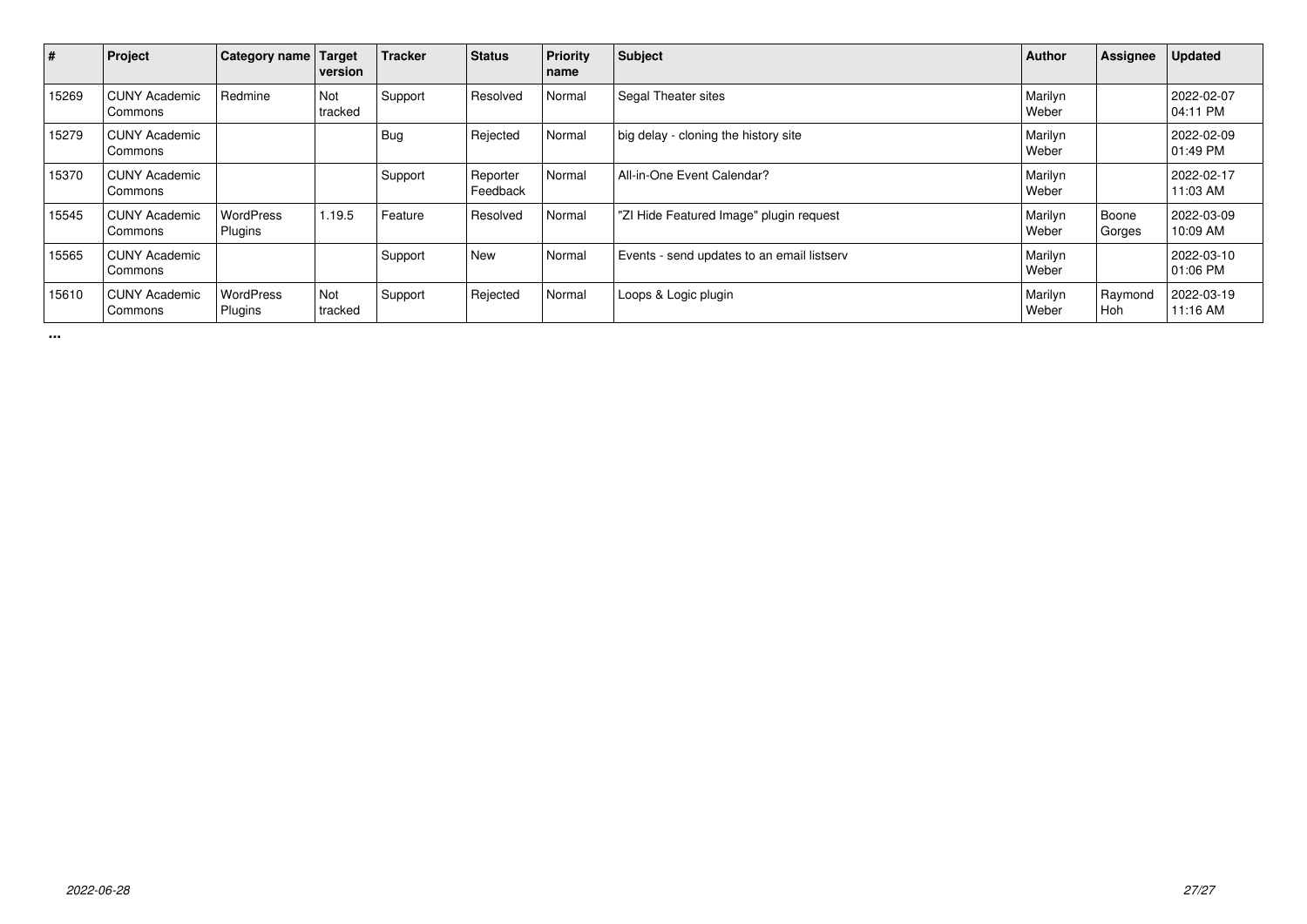| # | Project | Category name | Target version | Tracker | Status | Priority name | Subject | Author | Assignee | Updated |
|---|---|---|---|---|---|---|---|---|---|---|
| 15269 | CUNY Academic Commons | Redmine | Not tracked | Support | Resolved | Normal | Segal Theater sites | Marilyn Weber | | 2022-02-07 04:11 PM |
| 15279 | CUNY Academic Commons | | | Bug | Rejected | Normal | big delay - cloning the history site | Marilyn Weber | | 2022-02-09 01:49 PM |
| 15370 | CUNY Academic Commons | | | Support | Reporter Feedback | Normal | All-in-One Event Calendar? | Marilyn Weber | | 2022-02-17 11:03 AM |
| 15545 | CUNY Academic Commons | WordPress Plugins | 1.19.5 | Feature | Resolved | Normal | "ZI Hide Featured Image" plugin request | Marilyn Weber | Boone Gorges | 2022-03-09 10:09 AM |
| 15565 | CUNY Academic Commons | | | Support | New | Normal | Events - send updates to an email listserv | Marilyn Weber | | 2022-03-10 01:06 PM |
| 15610 | CUNY Academic Commons | WordPress Plugins | Not tracked | Support | Rejected | Normal | Loops & Logic plugin | Marilyn Weber | Raymond Hoh | 2022-03-19 11:16 AM |

...